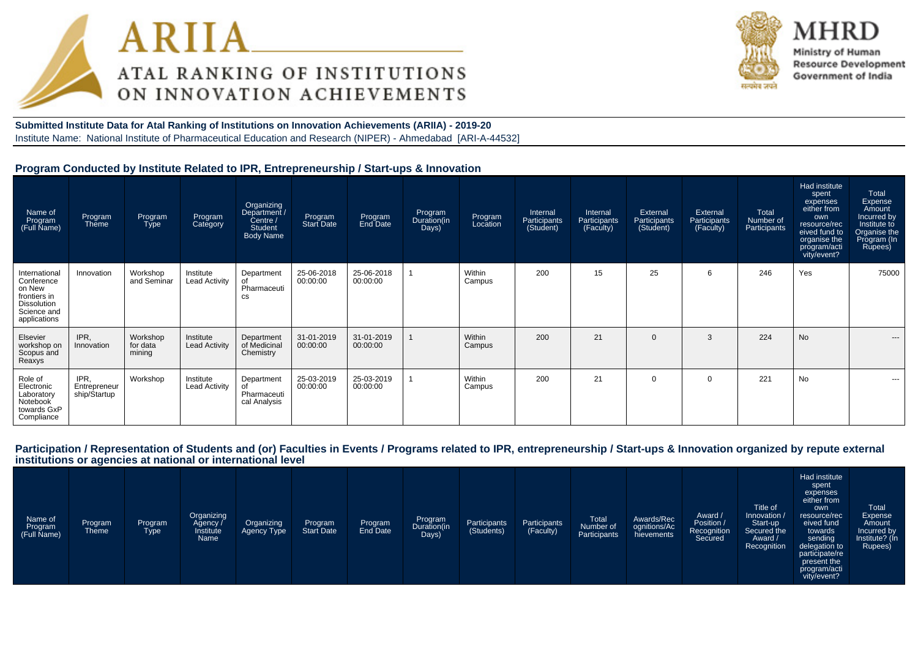# ARIIA

## ATAL RANKING OF INSTITUTIONS ON INNOVATION ACHIEVEMENTS

**MHRD**
Ministry of Human Resource Development
Government of India

**Submitted Institute Data for Atal Ranking of Institutions on Innovation Achievements (ARIIA) - 2019-20**

Institute Name: National Institute of Pharmaceutical Education and Research (NIPER) - Ahmedabad [ARI-A-44532]

### Program Conducted by Institute Related to IPR, Entrepreneurship / Start-ups & Innovation

| Name of Program (Full Name) | Program Theme | Program Type | Program Category | Organizing Department / Centre / Student Body Name | Program Start Date | Program End Date | Program Duration(in Days) | Program Location | Internal Participants (Student) | Internal Participants (Faculty) | External Participants (Student) | External Participants (Faculty) | Total Number of Participants | Had institute spent expenses either from own resource/received fund to organise the program/activity/event? | Total Expense Amount Incurred by Institute to Organise the Program (In Rupees) |
|---|---|---|---|---|---|---|---|---|---|---|---|---|---|---|---|
| International Conference on New frontiers in Dissolution Science and applications | Innovation | Workshop and Seminar | Institute Lead Activity | Department of Pharmaceutics | 25-06-2018 00:00:00 | 25-06-2018 00:00:00 | 1 | Within Campus | 200 | 15 | 25 | 6 | 246 | Yes | 75000 |
| Elsevier workshop on Scopus and Reaxys | IPR, Innovation | Workshop for data mining | Institute Lead Activity | Department of Medicinal Chemistry | 31-01-2019 00:00:00 | 31-01-2019 00:00:00 | 1 | Within Campus | 200 | 21 | 0 | 3 | 224 | No | --- |
| Role of Electronic Laboratory Notebook towards GxP Compliance | IPR, Entrepreneurship/Startup | Workshop | Institute Lead Activity | Department of Pharmaceutical Analysis | 25-03-2019 00:00:00 | 25-03-2019 00:00:00 | 1 | Within Campus | 200 | 21 | 0 | 0 | 221 | No | --- |

### Participation / Representation of Students and (or) Faculties in Events / Programs related to IPR, entrepreneurship / Start-ups & Innovation organized by repute external institutions or agencies at national or international level

| Name of Program (Full Name) | Program Theme | Program Type | Organizing Agency / Institute Name | Organizing Agency Type | Program Start Date | Program End Date | Program Duration(in Days) | Participants (Students) | Participants (Faculty) | Total Number of Participants | Awards/Recognitions/Achievements | Award / Position / Recognition Secured | Title of Innovation / Start-up Secured the Award / Recognition | Had institute spent expenses either from own resource/received fund towards sending delegation to participate/represent the program/activity/event? | Total Expense Amount Incurred by Institute? (In Rupees) |
|---|---|---|---|---|---|---|---|---|---|---|---|---|---|---|---|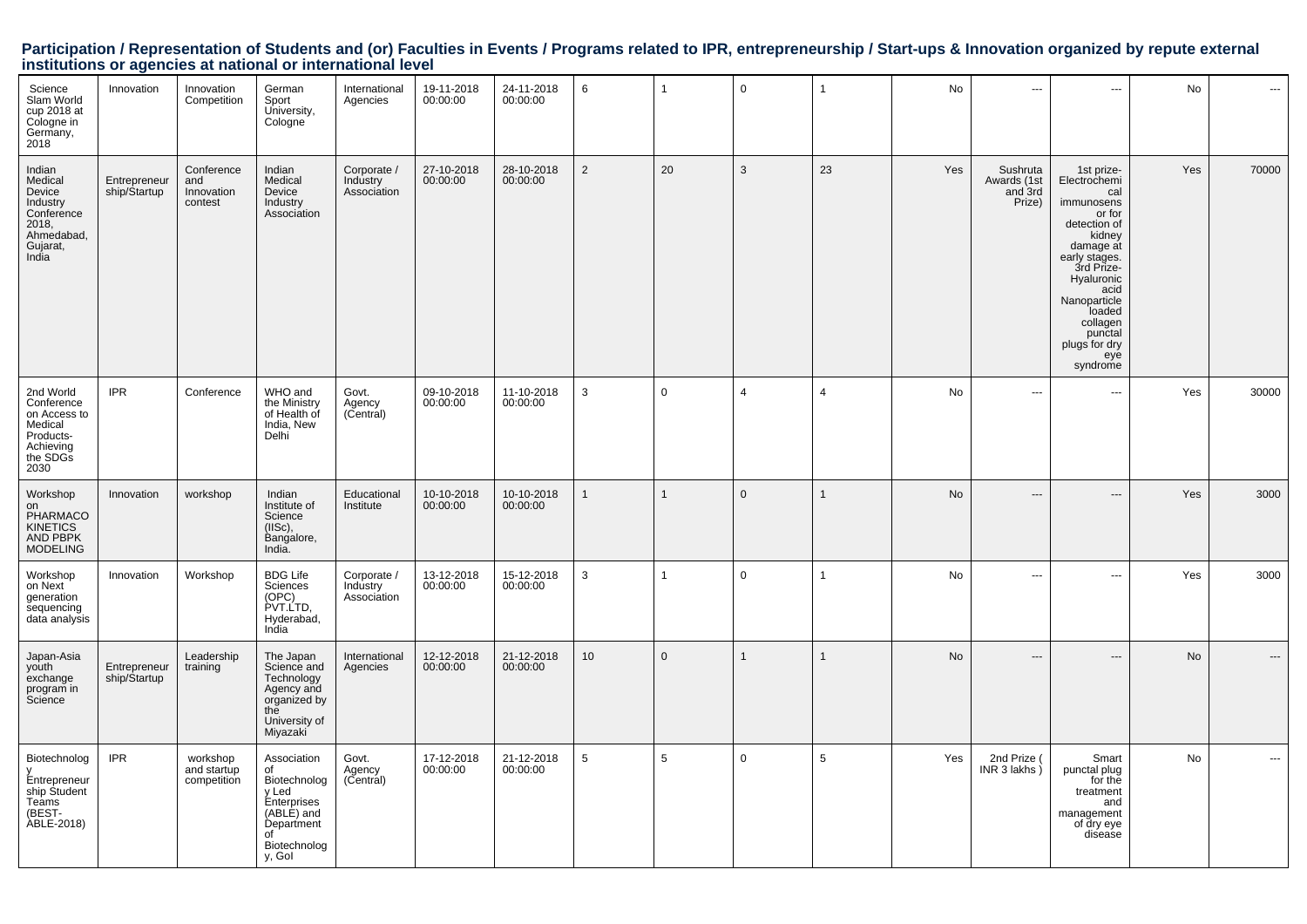## Participation / Representation of Students and (or) Faculties in Events / Programs related to IPR, entrepreneurship / Start-ups & Innovation organized by repute external institutions or agencies at national or international level

| | | | | | | | | | | | | | | | |
|---|---|---|---|---|---|---|---|---|---|---|---|---|---|---|---|
| Science Slam World cup 2018 at Cologne in Germany, 2018 | Innovation | Innovation Competition | German Sport University, Cologne | International Agencies | 19-11-2018 00:00:00 | 24-11-2018 00:00:00 | 6 | 1 | 0 | 1 | No | --- | --- | No | --- |
| Indian Medical Device Industry Conference 2018, Ahmedabad, Gujarat, India | Entrepreneurship/Startup | Conference and Innovation contest | Indian Medical Device Industry Association | Corporate / Industry Association | 27-10-2018 00:00:00 | 28-10-2018 00:00:00 | 2 | 20 | 3 | 23 | Yes | Sushruta Awards (1st and 3rd Prize) | 1st prize- Electrochemical immunosensor for detection of kidney damage at early stages. 3rd Prize- Hyaluronic acid Nanoparticle loaded collagen punctal plugs for dry eye syndrome | Yes | 70000 |
| 2nd World Conference on Access to Medical Products- Achieving the SDGs 2030 | IPR | Conference | WHO and the Ministry of Health of India, New Delhi | Govt. Agency (Central) | 09-10-2018 00:00:00 | 11-10-2018 00:00:00 | 3 | 0 | 4 | 4 | No | --- | --- | Yes | 30000 |
| Workshop on PHARMACOKINETICS AND PBPK MODELING | Innovation | workshop | Indian Institute of Science (IISc), Bangalore, India. | Educational Institute | 10-10-2018 00:00:00 | 10-10-2018 00:00:00 | 1 | 1 | 0 | 1 | No | --- | --- | Yes | 3000 |
| Workshop on Next generation sequencing data analysis | Innovation | Workshop | BDG Life Sciences (OPC) PVT.LTD, Hyderabad, India | Corporate / Industry Association | 13-12-2018 00:00:00 | 15-12-2018 00:00:00 | 3 | 1 | 0 | 1 | No | --- | --- | Yes | 3000 |
| Japan-Asia youth exchange program in Science | Entrepreneurship/Startup | Leadership training | The Japan Science and Technology Agency and organized by the University of Miyazaki | International Agencies | 12-12-2018 00:00:00 | 21-12-2018 00:00:00 | 10 | 0 | 1 | 1 | No | --- | --- | No | --- |
| Biotechnology Entrepreneurship Student Teams (BEST-ABLE-2018) | IPR | workshop and startup competition | Association of Biotechnology Led Enterprises (ABLE) and Department of Biotechnology, GoI | Govt. Agency (Central) | 17-12-2018 00:00:00 | 21-12-2018 00:00:00 | 5 | 5 | 0 | 5 | Yes | 2nd Prize ( INR 3 lakhs ) | Smart punctal plug for the treatment and management of dry eye disease | No | --- |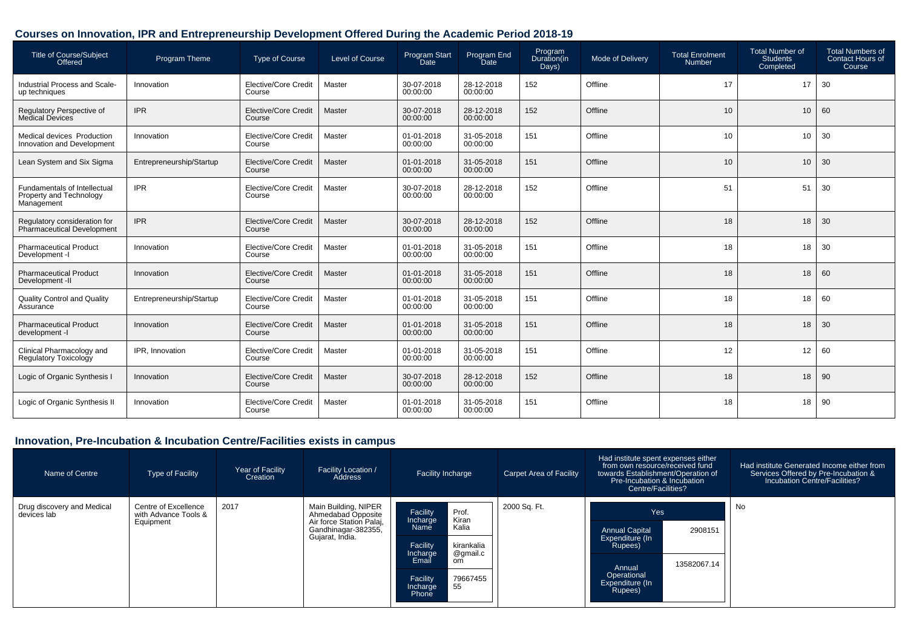## Courses on Innovation, IPR and Entrepreneurship Development Offered During the Academic Period 2018-19

| Title of Course/Subject Offered | Program Theme | Type of Course | Level of Course | Program Start Date | Program End Date | Program Duration(in Days) | Mode of Delivery | Total Enrolment Number | Total Number of Students Completed | Total Numbers of Contact Hours of Course |
|---|---|---|---|---|---|---|---|---|---|---|
| Industrial Process and Scale-up techniques | Innovation | Elective/Core Credit Course | Master | 30-07-2018 00:00:00 | 28-12-2018 00:00:00 | 152 | Offline | 17 | 17 | 30 |
| Regulatory Perspective of Medical Devices | IPR | Elective/Core Credit Course | Master | 30-07-2018 00:00:00 | 28-12-2018 00:00:00 | 152 | Offline | 10 | 10 | 60 |
| Medical devices Production Innovation and Development | Innovation | Elective/Core Credit Course | Master | 01-01-2018 00:00:00 | 31-05-2018 00:00:00 | 151 | Offline | 10 | 10 | 30 |
| Lean System and Six Sigma | Entrepreneurship/Startup | Elective/Core Credit Course | Master | 01-01-2018 00:00:00 | 31-05-2018 00:00:00 | 151 | Offline | 10 | 10 | 30 |
| Fundamentals of Intellectual Property and Technology Management | IPR | Elective/Core Credit Course | Master | 30-07-2018 00:00:00 | 28-12-2018 00:00:00 | 152 | Offline | 51 | 51 | 30 |
| Regulatory consideration for Pharmaceutical Development | IPR | Elective/Core Credit Course | Master | 30-07-2018 00:00:00 | 28-12-2018 00:00:00 | 152 | Offline | 18 | 18 | 30 |
| Pharmaceutical Product Development -I | Innovation | Elective/Core Credit Course | Master | 01-01-2018 00:00:00 | 31-05-2018 00:00:00 | 151 | Offline | 18 | 18 | 30 |
| Pharmaceutical Product Development -II | Innovation | Elective/Core Credit Course | Master | 01-01-2018 00:00:00 | 31-05-2018 00:00:00 | 151 | Offline | 18 | 18 | 60 |
| Quality Control and Quality Assurance | Entrepreneurship/Startup | Elective/Core Credit Course | Master | 01-01-2018 00:00:00 | 31-05-2018 00:00:00 | 151 | Offline | 18 | 18 | 60 |
| Pharmaceutical Product development -I | Innovation | Elective/Core Credit Course | Master | 01-01-2018 00:00:00 | 31-05-2018 00:00:00 | 151 | Offline | 18 | 18 | 30 |
| Clinical Pharmacology and Regulatory Toxicology | IPR, Innovation | Elective/Core Credit Course | Master | 01-01-2018 00:00:00 | 31-05-2018 00:00:00 | 151 | Offline | 12 | 12 | 60 |
| Logic of Organic Synthesis I | Innovation | Elective/Core Credit Course | Master | 30-07-2018 00:00:00 | 28-12-2018 00:00:00 | 152 | Offline | 18 | 18 | 90 |
| Logic of Organic Synthesis II | Innovation | Elective/Core Credit Course | Master | 01-01-2018 00:00:00 | 31-05-2018 00:00:00 | 151 | Offline | 18 | 18 | 90 |

## Innovation, Pre-Incubation & Incubation Centre/Facilities exists in campus

| Name of Centre | Type of Facility | Year of Facility Creation | Facility Location / Address | Facility Incharge | Carpet Area of Facility | Had institute spent expenses either from own resource/received fund towards Establishment/Operation of Pre-Incubation & Incubation Centre/Facilities? | Had institute Generated Income either from Services Offered by Pre-Incubation & Incubation Centre/Facilities? |
|---|---|---|---|---|---|---|---|
| Drug discovery and Medical devices lab | Centre of Excellence with Advance Tools & Equipment | 2017 | Main Building, NIPER Ahmedabad Opposite Air force Station Palaj, Gandhinagar-382355, Gujarat, India. | Facility Incharge Name: Prof. Kiran Kalia<br>Facility Incharge Email: kirankalia@gmail.com<br>Facility Incharge Phone: 7966745555 | 2000 Sq. Ft. | Yes<br>Annual Capital Expenditure (In Rupees): 2908151<br>Annual Operational Expenditure (In Rupees): 13582067.14 | No |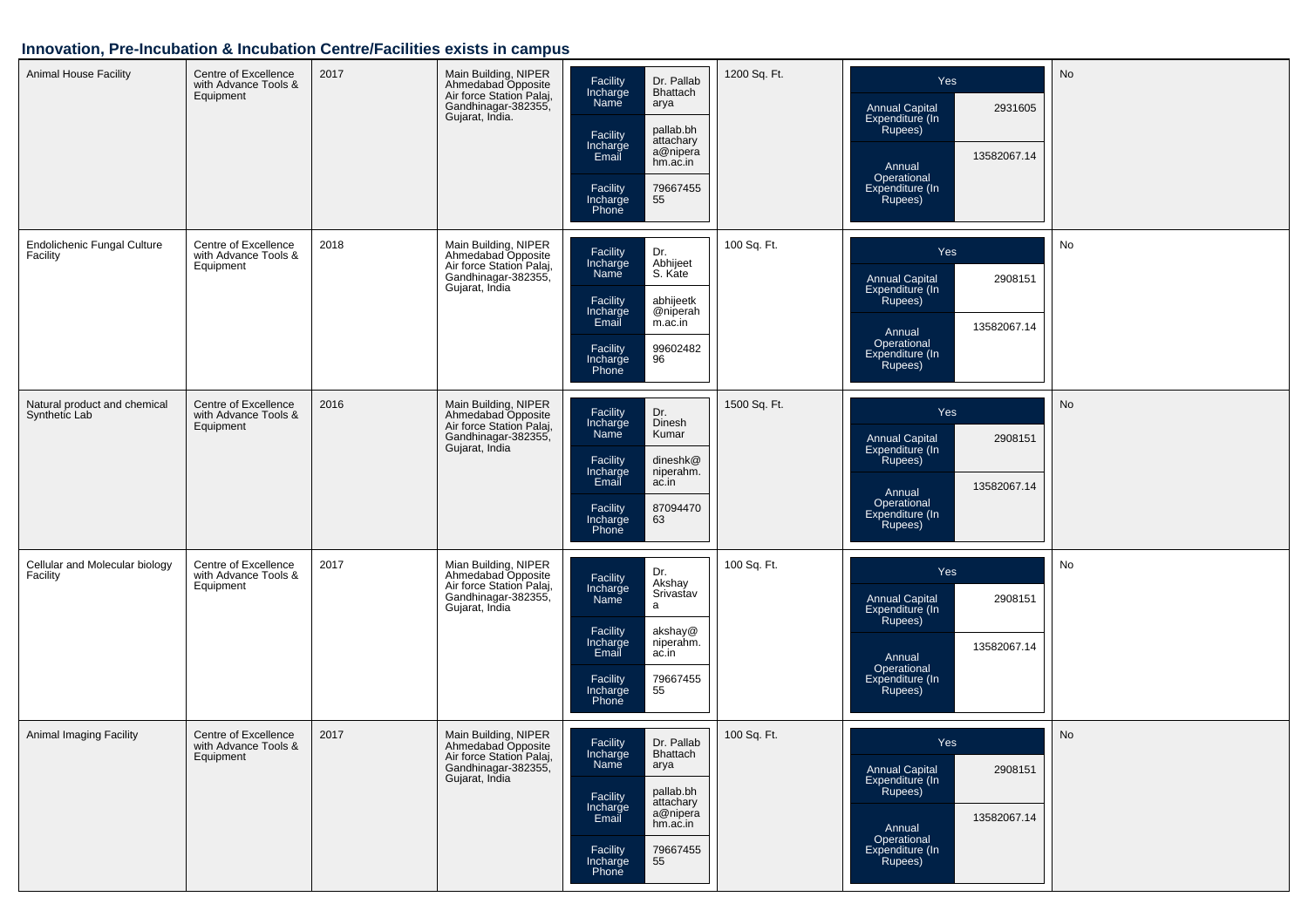## Innovation, Pre-Incubation & Incubation Centre/Facilities exists in campus

| | | | | | | | |
|---|---|---|---|---|---|---|---|
| Animal House Facility | Centre of Excellence with Advance Tools & Equipment | 2017 | Main Building, NIPER Ahmedabad Opposite Air force Station Palaj, Gandhinagar-382355, Gujarat, India. | Facility Incharge Name: Dr. Pallab Bhattacharya<br>Facility Incharge Email: pallab.bhattacharya@niperahm.ac.in<br>Facility Incharge Phone: 7966745555 | 1200 Sq. Ft. | Yes<br>Annual Capital Expenditure (In Rupees): 2931605<br>Annual Operational Expenditure (In Rupees): 13582067.14 | No |
| Endolichenic Fungal Culture Facility | Centre of Excellence with Advance Tools & Equipment | 2018 | Main Building, NIPER Ahmedabad Opposite Air force Station Palaj, Gandhinagar-382355, Gujarat, India | Facility Incharge Name: Dr. Abhijeet S. Kate<br>Facility Incharge Email: abhijeetk@niperahm.ac.in<br>Facility Incharge Phone: 9960248296 | 100 Sq. Ft. | Yes<br>Annual Capital Expenditure (In Rupees): 2908151<br>Annual Operational Expenditure (In Rupees): 13582067.14 | No |
| Natural product and chemical Synthetic Lab | Centre of Excellence with Advance Tools & Equipment | 2016 | Main Building, NIPER Ahmedabad Opposite Air force Station Palaj, Gandhinagar-382355, Gujarat, India | Facility Incharge Name: Dr. Dinesh Kumar<br>Facility Incharge Email: dineshk@niperahm.ac.in<br>Facility Incharge Phone: 8709447063 | 1500 Sq. Ft. | Yes<br>Annual Capital Expenditure (In Rupees): 2908151<br>Annual Operational Expenditure (In Rupees): 13582067.14 | No |
| Cellular and Molecular biology Facility | Centre of Excellence with Advance Tools & Equipment | 2017 | Mian Building, NIPER Ahmedabad Opposite Air force Station Palaj, Gandhinagar-382355, Gujarat, India | Facility Incharge Name: Dr. Akshay Srivastava<br>Facility Incharge Email: akshay@niperahm.ac.in<br>Facility Incharge Phone: 7966745555 | 100 Sq. Ft. | Yes<br>Annual Capital Expenditure (In Rupees): 2908151<br>Annual Operational Expenditure (In Rupees): 13582067.14 | No |
| Animal Imaging Facility | Centre of Excellence with Advance Tools & Equipment | 2017 | Main Building, NIPER Ahmedabad Opposite Air force Station Palaj, Gandhinagar-382355, Gujarat, India | Facility Incharge Name: Dr. Pallab Bhattacharya<br>Facility Incharge Email: pallab.bhattacharya@niperahm.ac.in<br>Facility Incharge Phone: 7966745555 | 100 Sq. Ft. | Yes<br>Annual Capital Expenditure (In Rupees): 2908151<br>Annual Operational Expenditure (In Rupees): 13582067.14 | No |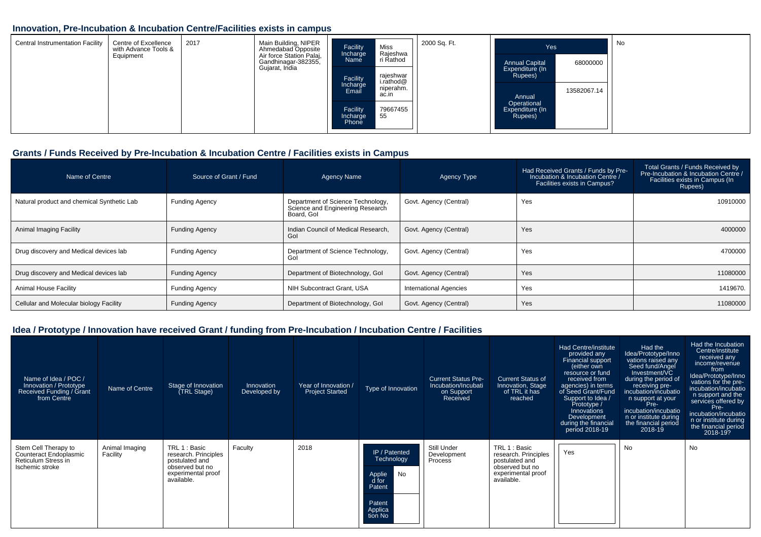## Innovation, Pre-Incubation & Incubation Centre/Facilities exists in campus

| | | | | | | | |
|---|---|---|---|---|---|---|---|
| Central Instrumentation Facility | Centre of Excellence with Advance Tools & Equipment | 2017 | Main Building, NIPER Ahmedabad Opposite Air force Station Palaj, Gandhinagar-382355, Gujarat, India | Facility Incharge Name: Miss Rajeshwari Rathod<br>Facility Incharge Email: rajeshwari.rathod@niperahm.ac.in<br>Facility Incharge Phone: 7966745555 | 2000 Sq. Ft. | Yes<br>Annual Capital Expenditure (In Rupees): 68000000<br>Annual Operational Expenditure (In Rupees): 13582067.14 | No |

## Grants / Funds Received by Pre-Incubation & Incubation Centre / Facilities exists in Campus

| Name of Centre | Source of Grant / Fund | Agency Name | Agency Type | Had Received Grants / Funds by Pre-Incubation & Incubation Centre / Facilities exists in Campus? | Total Grants / Funds Received by Pre-Incubation & Incubation Centre / Facilities exists in Campus (In Rupees) |
|---|---|---|---|---|---|
| Natural product and chemical Synthetic Lab | Funding Agency | Department of Science Technology, Science and Engineering Research Board, GoI | Govt. Agency (Central) | Yes | 10910000 |
| Animal Imaging Facility | Funding Agency | Indian Council of Medical Research, GoI | Govt. Agency (Central) | Yes | 4000000 |
| Drug discovery and Medical devices lab | Funding Agency | Department of Science Technology, GoI | Govt. Agency (Central) | Yes | 4700000 |
| Drug discovery and Medical devices lab | Funding Agency | Department of Biotechnology, GoI | Govt. Agency (Central) | Yes | 11080000 |
| Animal House Facility | Funding Agency | NIH Subcontract Grant, USA | International Agencies | Yes | 1419670. |
| Cellular and Molecular biology Facility | Funding Agency | Department of Biotechnology, GoI | Govt. Agency (Central) | Yes | 11080000 |

## Idea / Prototype / Innovation have received Grant / funding from Pre-Incubation / Incubation Centre / Facilities

| Name of Idea / POC / Innovation / Prototype Received Funding / Grant from Centre | Name of Centre | Stage of Innovation (TRL Stage) | Innovation Developed by | Year of Innovation / Project Started | Type of Innovation | Current Status Pre-Incubation/Incubation on Support Received | Current Status of Innovation, Stage of TRL it has reached | Had Centre/institute provided any Financial support (either own resource or fund received from agencies) in terms of Seed Grant/Fund Support to Idea / Prototype / Innovations Development during the financial period 2018-19 | Had the Idea/Prototype/Innovations raised any Seed fund/Angel Investment/VC during the period of receiving pre-incubation/incubation support at your Pre-incubation/incubation or institute during the financial period 2018-19 | Had the Incubation Centre/institute received any income/revenue from Idea/Prototype/Innovations for the pre-incubation/incubation support and the services offered by Pre-incubation/incubation or institute during the financial period 2018-19? |
|---|---|---|---|---|---|---|---|---|---|---|
| Stem Cell Therapy to Counteract Endoplasmic Reticulum Stress in Ischemic stroke | Animal Imaging Facility | TRL 1 : Basic research. Principles postulated and observed but no experimental proof available. | Faculty | 2018 | IP / Patented Technology<br>Applied for Patent: No<br>Patent Application No: | Still Under Development Process | TRL 1 : Basic research. Principles postulated and observed but no experimental proof available. | Yes | No | No |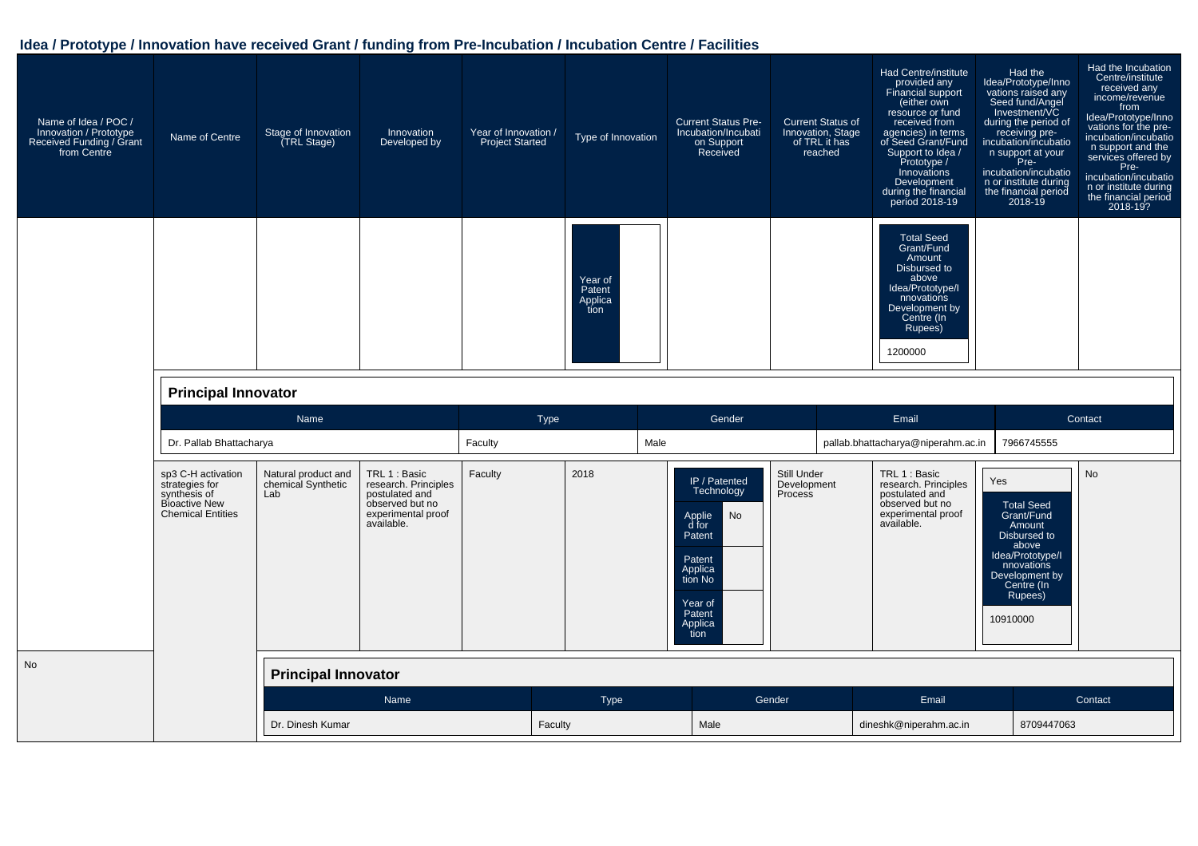## Idea / Prototype / Innovation have received Grant / funding from Pre-Incubation / Incubation Centre / Facilities

| Name of Idea / POC / Innovation / Prototype Received Funding / Grant from Centre | Name of Centre | Stage of Innovation (TRL Stage) | Innovation Developed by | Year of Innovation / Project Started | Type of Innovation | Current Status Pre-Incubation/Incubation Support Received | Current Status of Innovation, Stage of TRL it has reached | Had Centre/institute provided any Financial support (either own resource or fund received from agencies) in terms of Seed Grant/Fund Support to Idea / Prototype / Innovations Development during the financial period 2018-19 | Had the Idea/Prototype/Innovations raised any Seed fund/Angel Investment/VC during the period of receiving pre-incubation/incubation support at your Pre-incubation/incubation or institute during the financial period 2018-19 | Had the Incubation Centre/institute received any income/revenue from Idea/Prototype/Innovations for the pre-incubation/incubation support and the services offered by Pre-incubation/incubation or institute during the financial period 2018-19? |
|---|---|---|---|---|---|---|---|---|---|---|
| | | | | | Year of Patent Application: | | | Total Seed Grant/Fund Amount Disbursed to above Idea/Prototype/Innovations Development by Centre (In Rupees): 1200000 | | |

**Principal Innovator**

| Name | Type | Gender | Email | Contact |
|---|---|---|---|---|
| Dr. Pallab Bhattacharya | Faculty | Male | pallab.bhattacharya@niperahm.ac.in | 7966745555 |

| Name of Idea / POC / Innovation / Prototype Received Funding / Grant from Centre | Name of Centre | Stage of Innovation (TRL Stage) | Innovation Developed by | Year of Innovation / Project Started | Type of Innovation | Current Status Pre-Incubation/Incubation Support Received | Current Status of Innovation, Stage of TRL it has reached | Had Centre/institute provided any Financial support | Had the Idea/Prototype/Innovations raised any Seed fund/Angel Investment/VC | Had the Incubation Centre/institute received any income/revenue |
|---|---|---|---|---|---|---|---|---|---|---|
| No | sp3 C-H activation strategies for synthesis of Bioactive New Chemical Entities | Natural product and chemical Synthetic Lab | TRL 1 : Basic research. Principles postulated and observed but no experimental proof available. | Faculty | 2018 | IP / Patented Technology; Applied for Patent: No; Patent Application No: ; Year of Patent Application: | Still Under Development Process | TRL 1 : Basic research. Principles postulated and observed but no experimental proof available. | Yes; Total Seed Grant/Fund Amount Disbursed to above Idea/Prototype/Innovations Development by Centre (In Rupees): 10910000 | No |

**Principal Innovator**

| Name | Type | Gender | Email | Contact |
|---|---|---|---|---|
| Dr. Dinesh Kumar | Faculty | Male | dineshk@niperahm.ac.in | 8709447063 |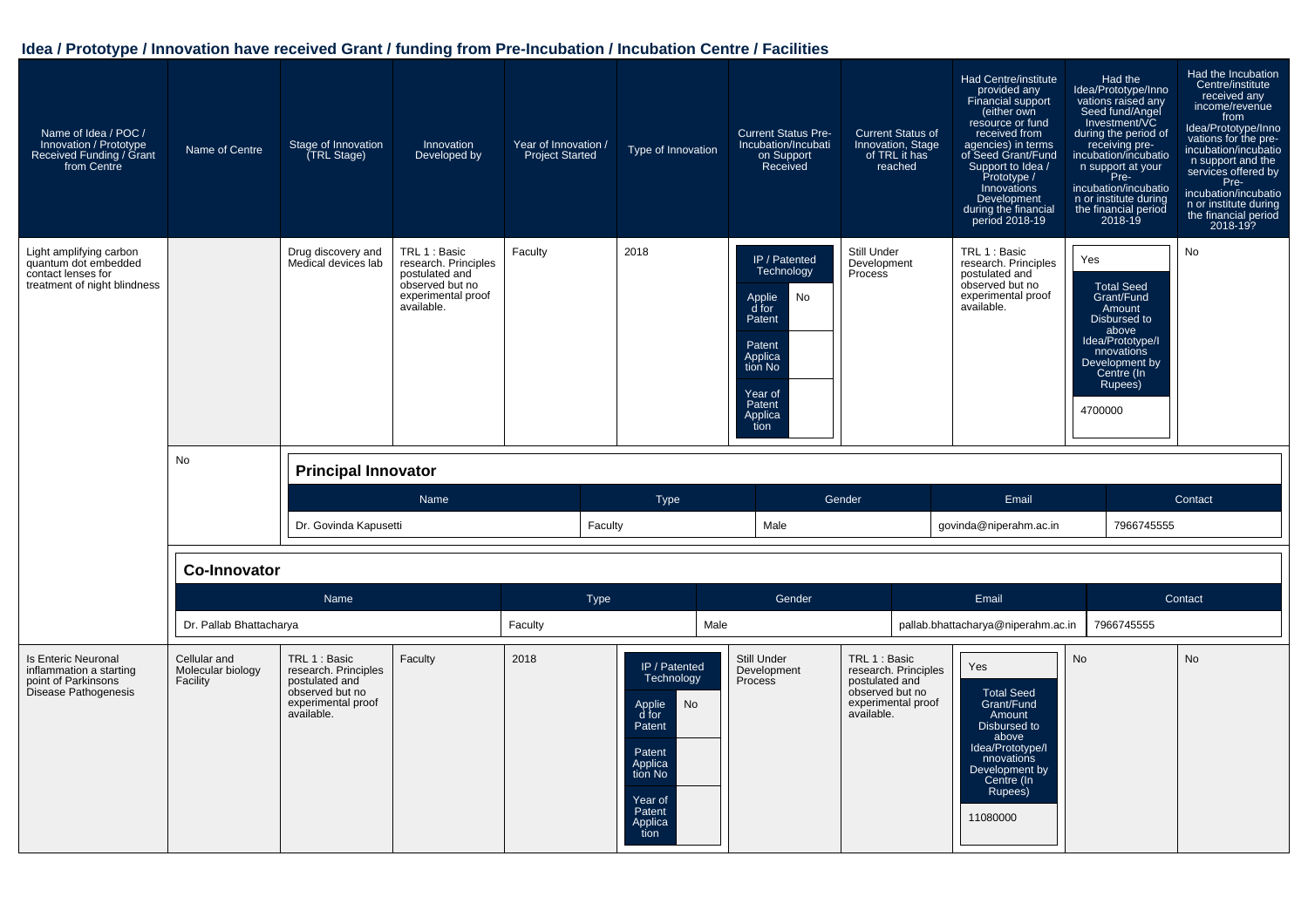## Idea / Prototype / Innovation have received Grant / funding from Pre-Incubation / Incubation Centre / Facilities

| Name of Idea / POC / Innovation / Prototype Received Funding / Grant from Centre | Name of Centre | Stage of Innovation (TRL Stage) | Innovation Developed by | Year of Innovation / Project Started | Type of Innovation | Current Status Pre-Incubation/Incubation on Support Received | Current Status of Innovation, Stage of TRL it has reached | Had Centre/institute provided any Financial support (either own resource or fund received from agencies) in terms of Seed Grant/Fund Support to Idea / Prototype / Innovations Development during the financial period 2018-19 | Had the Idea/Prototype/Innovations raised any Seed fund/Angel Investment/VC during the period of receiving pre-incubation/incubation support at your Pre-incubation/incubation or institute during the financial period 2018-19 | Had the Incubation Centre/institute received any income/revenue from Idea/Prototype/Innovations for the pre-incubation/incubation support and the services offered by Pre-incubation/incubation or institute during the financial period 2018-19? |
|---|---|---|---|---|---|---|---|---|---|---|
| Light amplifying carbon quantum dot embedded contact lenses for treatment of night blindness | | Drug discovery and Medical devices lab | TRL 1 : Basic research. Principles postulated and observed but no experimental proof available. | Faculty | 2018 | IP / Patented Technology; Applied for Patent: No; Patent Application No: ; Year of Patent Application: | Still Under Development Process | TRL 1 : Basic research. Principles postulated and observed but no experimental proof available. | Yes; Total Seed Grant/Fund Amount Disbursed to above Idea/Prototype/Innovations Development by Centre (In Rupees): 4700000 | No |
| | No | | | | | | | | | |
| Is Enteric Neuronal inflammation a starting point of Parkinsons Disease Pathogenesis | Cellular and Molecular biology Facility | TRL 1 : Basic research. Principles postulated and observed but no experimental proof available. | Faculty | 2018 | IP / Patented Technology; Applied for Patent: No; Patent Application No: ; Year of Patent Application: | Still Under Development Process | TRL 1 : Basic research. Principles postulated and observed but no experimental proof available. | Yes; Total Seed Grant/Fund Amount Disbursed to above Idea/Prototype/Innovations Development by Centre (In Rupees): 11080000 | No | No |

**Principal Innovator** (Light amplifying carbon quantum dot embedded contact lenses for treatment of night blindness)

| Name | Type | Gender | Email | Contact |
|---|---|---|---|---|
| Dr. Govinda Kapusetti | Faculty | Male | govinda@niperahm.ac.in | 7966745555 |

**Co-Innovator**

| Name | Type | Gender | Email | Contact |
|---|---|---|---|---|
| Dr. Pallab Bhattacharya | Faculty | Male | pallab.bhattacharya@niperahm.ac.in | 7966745555 |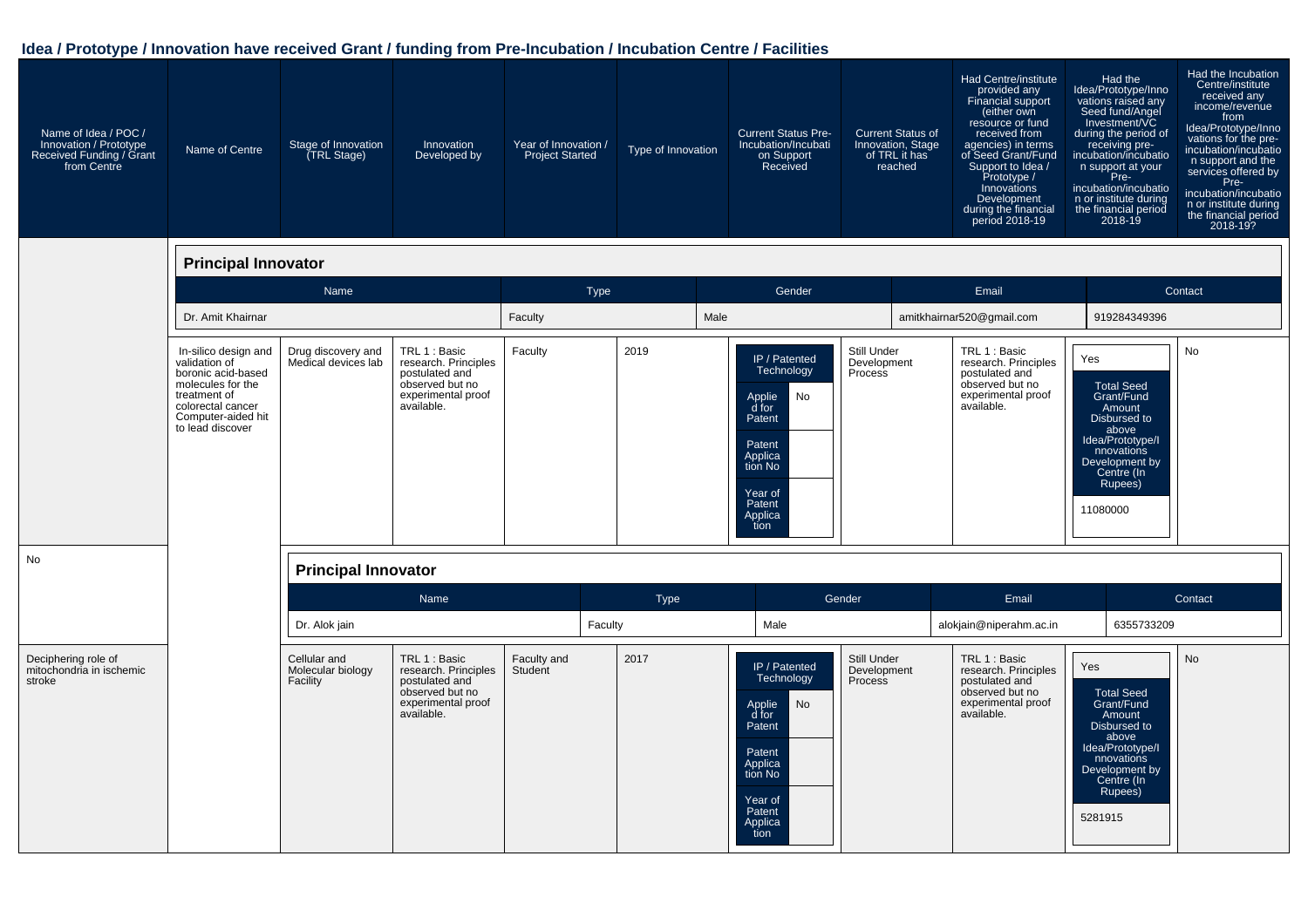## Idea / Prototype / Innovation have received Grant / funding from Pre-Incubation / Incubation Centre / Facilities

| Name of Idea / POC / Innovation / Prototype Received Funding / Grant from Centre | Name of Centre | Stage of Innovation (TRL Stage) | Innovation Developed by | Year of Innovation / Project Started | Type of Innovation | Current Status Pre-Incubation/Incubation Support Received | Current Status of Innovation, Stage of TRL it has reached | Had Centre/institute provided any Financial support (either own resource or fund received from agencies) in terms of Seed Grant/Fund Support to Idea / Prototype / Innovations Development during the financial period 2018-19 | Had the Idea/Prototype/Innovations raised any Seed fund/Angel Investment/VC during the period of receiving pre-incubation/incubation support at your Pre-incubation/incubation or institute during the financial period 2018-19 | Had the Incubation Centre/institute received any income/revenue from Idea/Prototype/Innovations for the pre-incubation/incubation support and the services offered by Pre-incubation/incubation or institute during the financial period 2018-19? |
|---|---|---|---|---|---|---|---|---|---|---|
| **Principal Innovator** — Name: Dr. Amit Khairnar; Type: Faculty; Gender: Male; Email: amitkhairnar520@gmail.com; Contact: 919284349396 | | | | | | | | | | |
| In-silico design and validation of boronic acid-based molecules for the treatment of colorectal cancer Computer-aided hit to lead discover | Drug discovery and Medical devices lab | TRL 1 : Basic research. Principles postulated and observed but no experimental proof available. | Faculty | 2019 | IP / Patented Technology; Applied for Patent: No; Patent Application No: ; Year of Patent Application: | Still Under Development Process | TRL 1 : Basic research. Principles postulated and observed but no experimental proof available. | Yes; Total Seed Grant/Fund Amount Disbursed to above Idea/Prototype/Innovations Development by Centre (In Rupees): 11080000 | No | |
| No | | | | | | | | | | |
| **Principal Innovator** — Name: Dr. Alok jain; Type: Faculty; Gender: Male; Email: alokjain@niperahm.ac.in; Contact: 6355733209 | | | | | | | | | | |
| Deciphering role of mitochondria in ischemic stroke | | Cellular and Molecular biology Facility | TRL 1 : Basic research. Principles postulated and observed but no experimental proof available. | Faculty and Student | 2017 | IP / Patented Technology; Applied for Patent: No; Patent Application No: ; Year of Patent Application: | Still Under Development Process | TRL 1 : Basic research. Principles postulated and observed but no experimental proof available. | Yes; Total Seed Grant/Fund Amount Disbursed to above Idea/Prototype/Innovations Development by Centre (In Rupees): 5281915 | No |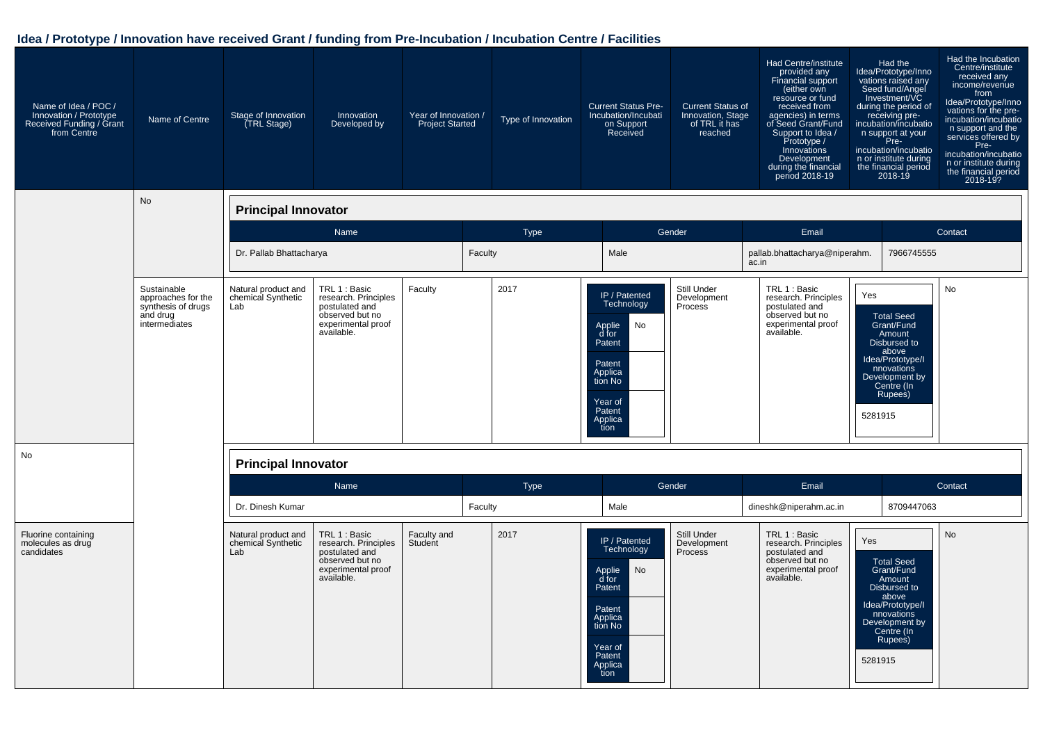## Idea / Prototype / Innovation have received Grant / funding from Pre-Incubation / Incubation Centre / Facilities

| Name of Idea / POC / Innovation / Prototype Received Funding / Grant from Centre | Name of Centre | Stage of Innovation (TRL Stage) | Innovation Developed by | Year of Innovation / Project Started | Type of Innovation | Current Status Pre-Incubation/Incubation Support Received | Current Status of Innovation, Stage of TRL it has reached | Had Centre/institute provided any Financial support (either own resource or fund received from agencies) in terms of Seed Grant/Fund Support to Idea / Prototype / Innovations Development during the financial period 2018-19 | Had the Idea/Prototype/Innovations raised any Seed fund/Angel Investment/VC during the period of receiving pre-incubation/incubation support at your Pre-incubation/incubation or institute during the financial period 2018-19 | Had the Incubation Centre/institute received any income/revenue from Idea/Prototype/Innovations for the pre-incubation/incubation support and the services offered by Pre-incubation/incubation or institute during the financial period 2018-19? |
|---|---|---|---|---|---|---|---|---|---|---|
| | No | | | | | | | | | |

**Principal Innovator**

| Name | Type | Gender | Email | Contact |
|---|---|---|---|---|
| Dr. Pallab Bhattacharya | Faculty | Male | pallab.bhattacharya@niperahm.ac.in | 7966745555 |

| | | | | | | | | | | |
|---|---|---|---|---|---|---|---|---|---|---|
| | Sustainable approaches for the synthesis of drugs and drug intermediates | Natural product and chemical Synthetic Lab | TRL 1 : Basic research. Principles postulated and observed but no experimental proof available. | Faculty | 2017 | IP / Patented Technology<br>Applied for Patent: No<br>Patent Application No:<br>Year of Patent Application: | Still Under Development Process | TRL 1 : Basic research. Principles postulated and observed but no experimental proof available. | Yes<br>Total Seed Grant/Fund Amount Disbursed to above Idea/Prototype/Innovations Development by Centre (In Rupees)<br>5281915 | No |
| No | | | | | | | | | | |

**Principal Innovator**

| Name | Type | Gender | Email | Contact |
|---|---|---|---|---|
| Dr. Dinesh Kumar | Faculty | Male | dineshk@niperahm.ac.in | 8709447063 |

| | | | | | | | | | | |
|---|---|---|---|---|---|---|---|---|---|---|
| Fluorine containing molecules as drug candidates | | Natural product and chemical Synthetic Lab | TRL 1 : Basic research. Principles postulated and observed but no experimental proof available. | Faculty and Student | 2017 | IP / Patented Technology<br>Applied for Patent: No<br>Patent Application No:<br>Year of Patent Application: | Still Under Development Process | TRL 1 : Basic research. Principles postulated and observed but no experimental proof available. | Yes<br>Total Seed Grant/Fund Amount Disbursed to above Idea/Prototype/Innovations Development by Centre (In Rupees)<br>5281915 | No |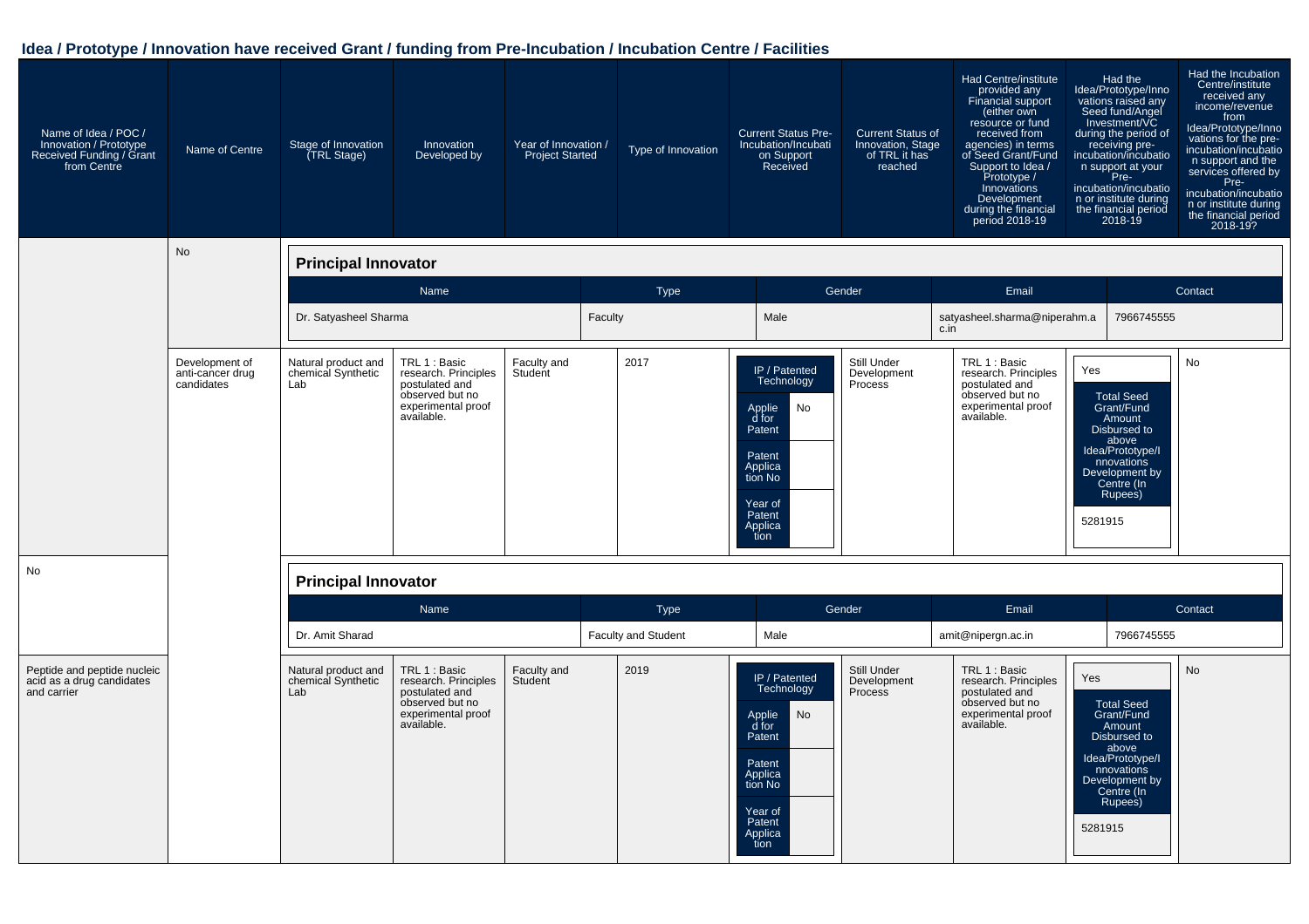## Idea / Prototype / Innovation have received Grant / funding from Pre-Incubation / Incubation Centre / Facilities

| Name of Idea / POC / Innovation / Prototype Received Funding / Grant from Centre | Name of Centre | Stage of Innovation (TRL Stage) | Innovation Developed by | Year of Innovation / Project Started | Type of Innovation | Current Status Pre-Incubation/Incubation Support Received | Current Status of Innovation, Stage of TRL it has reached | Had Centre/institute provided any Financial support (either own resource or fund received from agencies) in terms of Seed Grant/Fund Support to Idea / Prototype / Innovations Development during the financial period 2018-19 | Had the Idea/Prototype/Innovations raised any Seed fund/Angel Investment/VC during the period of receiving pre-incubation/incubation support at your Pre-incubation/incubation or institute during the financial period 2018-19 | Had the Incubation Centre/institute received any income/revenue from Idea/Prototype/Innovations for the pre-incubation/incubation support and the services offered by Pre-incubation/incubation or institute during the financial period 2018-19? |
|---|---|---|---|---|---|---|---|---|---|---|
| | No | | | | | | | | | |
| | Development of anti-cancer drug candidates | Natural product and chemical Synthetic Lab | TRL 1 : Basic research. Principles postulated and observed but no experimental proof available. | Faculty and Student | 2017 | IP / Patented Technology; Applied for Patent: No; Patent Application No: ; Year of Patent Application: | Still Under Development Process | TRL 1 : Basic research. Principles postulated and observed but no experimental proof available. | Yes; Total Seed Grant/Fund Amount Disbursed to above Idea/Prototype/Innovations Development by Centre (In Rupees): 5281915 | No |
| No | | | | | | | | | | |
| Peptide and peptide nucleic acid as a drug candidates and carrier | | Natural product and chemical Synthetic Lab | TRL 1 : Basic research. Principles postulated and observed but no experimental proof available. | Faculty and Student | 2019 | IP / Patented Technology; Applied for Patent: No; Patent Application No: ; Year of Patent Application: | Still Under Development Process | TRL 1 : Basic research. Principles postulated and observed but no experimental proof available. | Yes; Total Seed Grant/Fund Amount Disbursed to above Idea/Prototype/Innovations Development by Centre (In Rupees): 5281915 | No |

**Principal Innovator**

| Name | Type | Gender | Email | Contact |
|---|---|---|---|---|
| Dr. Satyasheel Sharma | Faculty | Male | satyasheel.sharma@niperahm.ac.in | 7966745555 |

**Principal Innovator**

| Name | Type | Gender | Email | Contact |
|---|---|---|---|---|
| Dr. Amit Sharad | Faculty and Student | Male | amit@nipergn.ac.in | 7966745555 |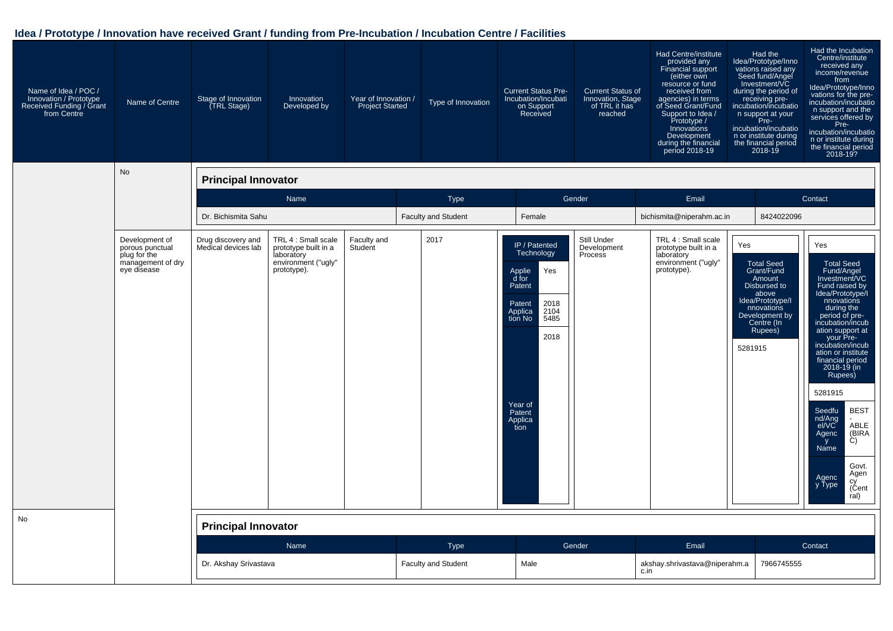## Idea / Prototype / Innovation have received Grant / funding from Pre-Incubation / Incubation Centre / Facilities

| Name of Idea / POC / Innovation / Prototype Received Funding / Grant from Centre | Name of Centre | Stage of Innovation (TRL Stage) | Innovation Developed by | Year of Innovation / Project Started | Type of Innovation | Current Status Pre-Incubation/Incubation Support Received | Current Status of Innovation, Stage of TRL it has reached | Had Centre/institute provided any Financial support (either own resource or fund received from agencies) in terms of Seed Grant/Fund Support to Idea / Prototype / Innovations Development during the financial period 2018-19 | Had the Idea/Prototype/Innovations raised any Seed fund/Angel Investment/VC during the period of receiving pre-incubation/incubation support at your Pre-incubation/incubation or institute during the financial period 2018-19 | Had the Incubation Centre/institute received any income/revenue from Idea/Prototype/Innovations for the pre-incubation/incubation support and the services offered by Pre-incubation/incubation or institute during the financial period 2018-19? |
|---|---|---|---|---|---|---|---|---|---|---|
| | No | | | | | | | | | |

**Principal Innovator**

| Name | Type | Gender | Email | Contact |
|---|---|---|---|---|
| Dr. Bichismita Sahu | Faculty and Student | Female | bichismita@niperahm.ac.in | 8424022096 |

| Name of Idea / POC / Innovation / Prototype Received Funding / Grant from Centre | Name of Centre | Stage of Innovation (TRL Stage) | Innovation Developed by | Year of Innovation / Project Started | Type of Innovation | Current Status Pre-Incubation/Incubation Support Received | Current Status of Innovation, Stage of TRL it has reached | Had Centre/institute provided any Financial support | Had the Idea/Prototype/Innovations raised any Seed fund/Angel Investment/VC | Had the Incubation Centre/institute received any income/revenue |
|---|---|---|---|---|---|---|---|---|---|---|
| | Development of porous punctual plug for the management of dry eye disease | Drug discovery and Medical devices lab | TRL 4 : Small scale prototype built in a laboratory environment ("ugly" prototype). | Faculty and Student | 2017 | IP / Patented Technology; Applied for Patent: Yes; Patent Application No: 201821045485; Year of Patent Application: 2018 | Still Under Development Process | TRL 4 : Small scale prototype built in a laboratory environment ("ugly" prototype). | Yes; Total Seed Grant/Fund Amount Disbursed to above Idea/Prototype/Innovations Development by Centre (In Rupees): 5281915 | Yes; Total Seed Fund/Angel Investment/VC Fund raised by Idea/Prototype/Innovations during the period of pre-incubation/incubation support at your Pre-incubation/incubation or institute financial period 2018-19 (in Rupees): 5281915; Seedfund/Angel/VC Agency Name: BEST - ABLE (BIRAC); Agency Type: Govt. Agency (Central) |
| No | | | | | | | | | | |

**Principal Innovator**

| Name | Type | Gender | Email | Contact |
|---|---|---|---|---|
| Dr. Akshay Srivastava | Faculty and Student | Male | akshay.shrivastava@niperahm.ac.in | 7966745555 |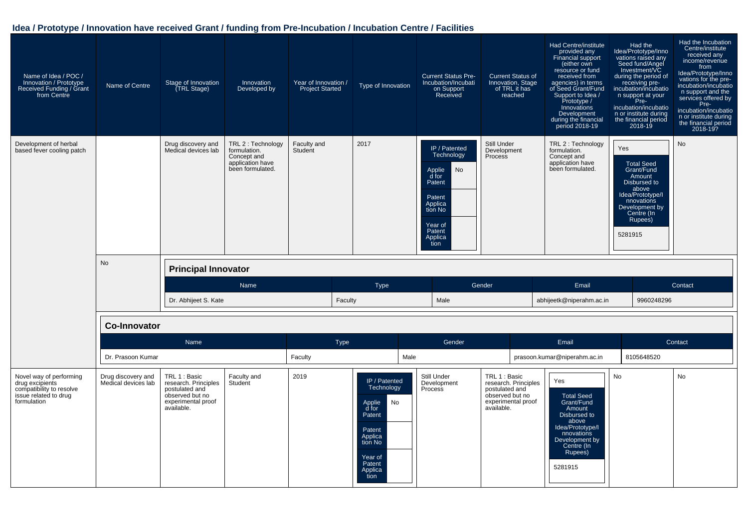## Idea / Prototype / Innovation have received Grant / funding from Pre-Incubation / Incubation Centre / Facilities

| Name of Idea / POC / Innovation / Prototype Received Funding / Grant from Centre | Name of Centre | Stage of Innovation (TRL Stage) | Innovation Developed by | Year of Innovation / Project Started | Type of Innovation | Current Status Pre-Incubation/Incubation on Support Received | Current Status of Innovation, Stage of TRL it has reached | Had Centre/institute provided any Financial support (either own resource or fund received from agencies) in terms of Seed Grant/Fund Support to Idea / Prototype / Innovations Development during the financial period 2018-19 | Had the Idea/Prototype/Innovations raised any Seed fund/Angel Investment/VC during the period of receiving pre-incubation/incubation support at your Pre-incubation/incubation or institute during the financial period 2018-19 | Had the Incubation Centre/institute received any income/revenue from Idea/Prototype/Innovations for the pre-incubation/incubation support and the services offered by Pre-incubation/incubation or institute during the financial period 2018-19? |
|---|---|---|---|---|---|---|---|---|---|---|
| Development of herbal based fever cooling patch | | Drug discovery and Medical devices lab | TRL 2 : Technology formulation. Concept and application have been formulated. | Faculty and Student | 2017 | IP / Patented Technology<br>Applied for Patent: No<br>Patent Application No:<br>Year of Patent Application: | Still Under Development Process | TRL 2 : Technology formulation. Concept and application have been formulated. | Yes<br>Total Seed Grant/Fund Amount Disbursed to above Idea/Prototype/Innovations Development by Centre (In Rupees)<br>5281915 | No |
| | No | | | | | | | | | |
| Novel way of performing drug excipients compatibility to resolve issue related to drug formulation | Drug discovery and Medical devices lab | TRL 1 : Basic research. Principles postulated and observed but no experimental proof available. | Faculty and Student | 2019 | IP / Patented Technology<br>Applied for Patent: No<br>Patent Application No:<br>Year of Patent Application: | Still Under Development Process | TRL 1 : Basic research. Principles postulated and observed but no experimental proof available. | Yes<br>Total Seed Grant/Fund Amount Disbursed to above Idea/Prototype/Innovations Development by Centre (In Rupees)<br>5281915 | No | No |

**Principal Innovator** (Development of herbal based fever cooling patch)

| Name | Type | Gender | Email | Contact |
|---|---|---|---|---|
| Dr. Abhijeet S. Kate | Faculty | Male | abhijeetk@niperahm.ac.in | 9960248296 |

**Co-Innovator**

| Name | Type | Gender | Email | Contact |
|---|---|---|---|---|
| Dr. Prasoon Kumar | Faculty | Male | prasoon.kumar@niperahm.ac.in | 8105648520 |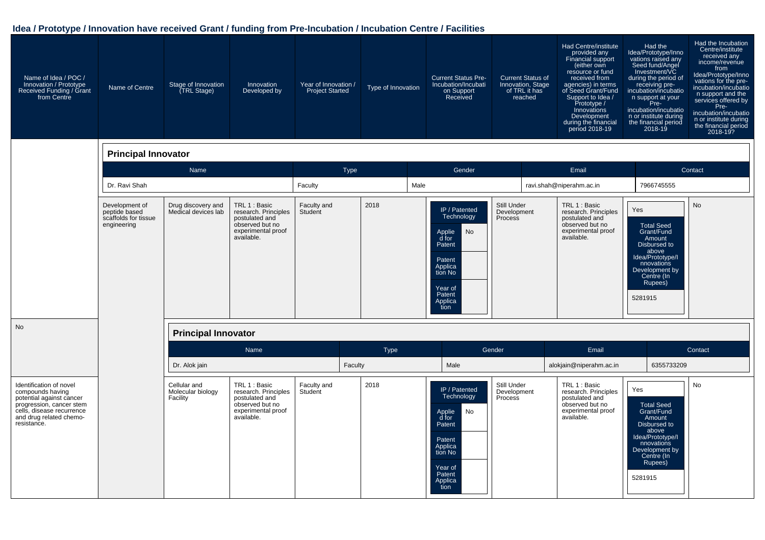## Idea / Prototype / Innovation have received Grant / funding from Pre-Incubation / Incubation Centre / Facilities

| Name of Idea / POC / Innovation / Prototype Received Funding / Grant from Centre | Name of Centre | Stage of Innovation (TRL Stage) | Innovation Developed by | Year of Innovation / Project Started | Type of Innovation | Current Status Pre-Incubation/Incubation Support Received | Current Status of Innovation, Stage of TRL it has reached | Had Centre/institute provided any Financial support (either own resource or fund received from agencies) in terms of Seed Grant/Fund Support to Idea / Prototype / Innovations Development during the financial period 2018-19 | Had the Idea/Prototype/Innovations raised any Seed fund/Angel Investment/VC during the period of receiving pre-incubation/incubation support at your Pre-incubation/incubation or institute during the financial period 2018-19 | Had the Incubation Centre/institute received any income/revenue from Idea/Prototype/Innovations for the pre-incubation/incubation support and the services offered by Pre-incubation/incubation or institute during the financial period 2018-19? |
|---|---|---|---|---|---|---|---|---|---|---|

**Principal Innovator**

| Name | Type | Gender | Email | Contact |
|---|---|---|---|---|
| Dr. Ravi Shah | Faculty | Male | ravi.shah@niperahm.ac.in | 7966745555 |

| Name of Idea / POC / Innovation / Prototype Received Funding / Grant from Centre | Name of Centre | Stage of Innovation (TRL Stage) | Innovation Developed by | Year of Innovation / Project Started | Type of Innovation | Current Status Pre-Incubation/Incubation Support Received | Current Status of Innovation, Stage of TRL it has reached | Had Centre/institute provided any Financial support | Had the Idea/Prototype/Innovations raised any Seed fund/Angel Investment/VC | Had the Incubation Centre/institute received any income/revenue |
|---|---|---|---|---|---|---|---|---|---|---|
| Development of peptide based scaffolds for tissue engineering | Drug discovery and Medical devices lab | TRL 1 : Basic research. Principles postulated and observed but no experimental proof available. | Faculty and Student | 2018 | IP / Patented Technology<br>Applied for Patent: No<br>Patent Application No:<br>Year of Patent Application: | Still Under Development Process | TRL 1 : Basic research. Principles postulated and observed but no experimental proof available. | Yes<br>Total Seed Grant/Fund Amount Disbursed to above Idea/Prototype/Innovations Development by Centre (In Rupees): 5281915 | No | |

No

**Principal Innovator**

| Name | Type | Gender | Email | Contact |
|---|---|---|---|---|
| Dr. Alok jain | Faculty | Male | alokjain@niperahm.ac.in | 6355733209 |

| Name of Idea / POC / Innovation / Prototype Received Funding / Grant from Centre | Name of Centre | Stage of Innovation (TRL Stage) | Innovation Developed by | Year of Innovation / Project Started | Type of Innovation | Current Status Pre-Incubation/Incubation Support Received | Current Status of Innovation, Stage of TRL it has reached | Had Centre/institute provided any Financial support | Had the Idea/Prototype/Innovations raised any Seed fund/Angel Investment/VC | Had the Incubation Centre/institute received any income/revenue |
|---|---|---|---|---|---|---|---|---|---|---|
| Identification of novel compounds having potential against cancer progression, cancer stem cells, disease recurrence and drug related chemo-resistance. | | Cellular and Molecular biology Facility | TRL 1 : Basic research. Principles postulated and observed but no experimental proof available. | Faculty and Student | 2018 | IP / Patented Technology<br>Applied for Patent: No<br>Patent Application No:<br>Year of Patent Application: | Still Under Development Process | TRL 1 : Basic research. Principles postulated and observed but no experimental proof available. | Yes<br>Total Seed Grant/Fund Amount Disbursed to above Idea/Prototype/Innovations Development by Centre (In Rupees): 5281915 | No |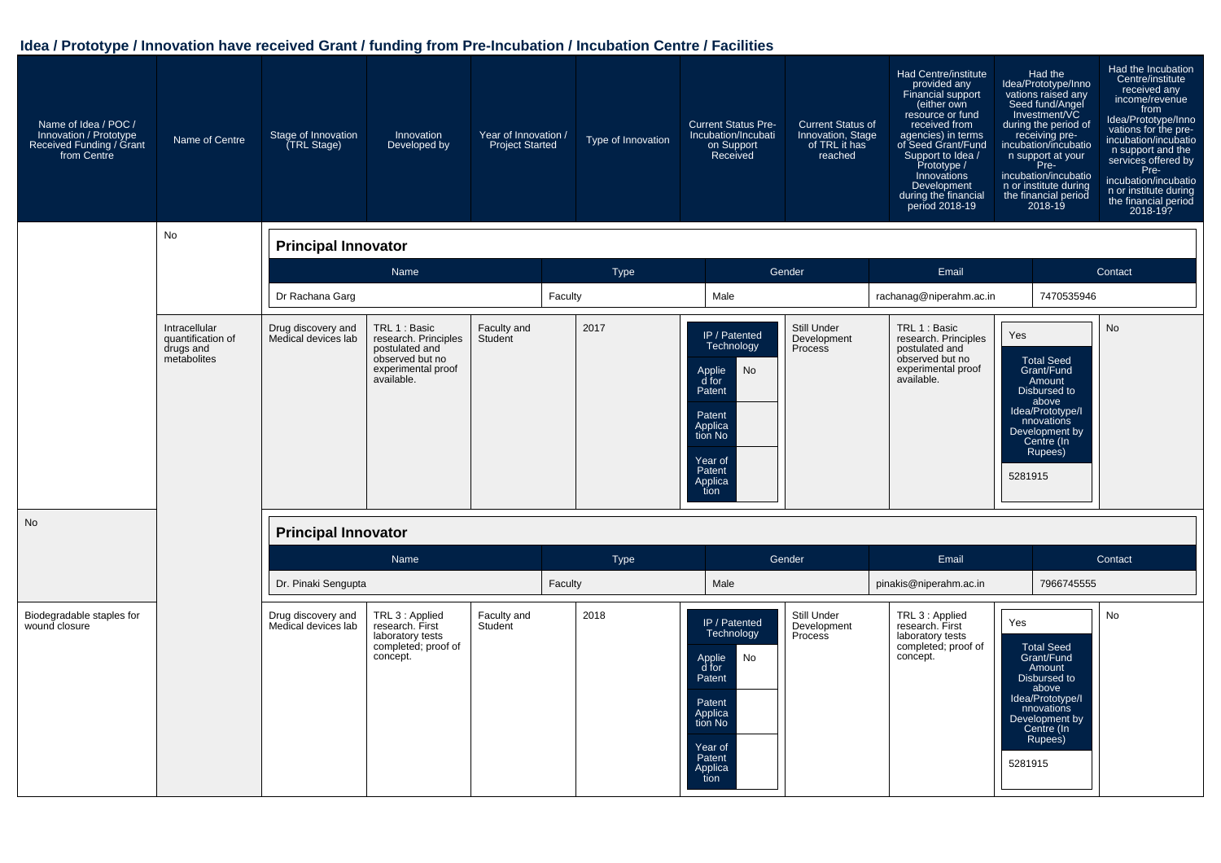## Idea / Prototype / Innovation have received Grant / funding from Pre-Incubation / Incubation Centre / Facilities

| Name of Idea / POC / Innovation / Prototype Received Funding / Grant from Centre | Name of Centre | Stage of Innovation (TRL Stage) | Innovation Developed by | Year of Innovation / Project Started | Type of Innovation | Current Status Pre-Incubation/Incubation Support Received | Current Status of Innovation, Stage of TRL it has reached | Had Centre/institute provided any Financial support (either own resource or fund received from agencies) in terms of Seed Grant/Fund Support to Idea / Prototype / Innovations Development during the financial period 2018-19 | Had the Idea/Prototype/Innovations raised any Seed fund/Angel Investment/VC during the period of receiving pre-incubation/incubation support at your Pre-incubation/incubation or institute during the financial period 2018-19 | Had the Incubation Centre/institute received any income/revenue from Idea/Prototype/Innovations for the pre-incubation/incubation support and the services offered by Pre-incubation/incubation or institute during the financial period 2018-19? |
|---|---|---|---|---|---|---|---|---|---|---|
| | No | | | | | | | | | |

**Principal Innovator**

| Name | Type | Gender | Email | Contact |
|---|---|---|---|---|
| Dr Rachana Garg | Faculty | Male | rachanag@niperahm.ac.in | 7470535946 |

| Name of Idea / POC / Innovation / Prototype Received Funding / Grant from Centre | Name of Centre | Stage of Innovation (TRL Stage) | Innovation Developed by | Year of Innovation / Project Started | Type of Innovation | Current Status Pre-Incubation/Incubation Support Received | Current Status of Innovation, Stage of TRL it has reached | Had Centre/institute provided any Financial support ... 2018-19 | Had the Idea/Prototype/Innovations raised any Seed fund/Angel Investment/VC ... 2018-19 | Had the Incubation Centre/institute received any income/revenue ... 2018-19? |
|---|---|---|---|---|---|---|---|---|---|---|
| Intracellular quantification of drugs and metabolites | Drug discovery and Medical devices lab | TRL 1 : Basic research. Principles postulated and observed but no experimental proof available. | Faculty and Student | 2017 | IP / Patented Technology<br>Applied for Patent: No<br>Patent Application No:<br>Year of Patent Application: | Still Under Development Process | TRL 1 : Basic research. Principles postulated and observed but no experimental proof available. | Yes<br>Total Seed Grant/Fund Amount Disbursed to above Idea/Prototype/Innovations Development by Centre (In Rupees)<br>5281915 | No | |
| No | | | | | | | | | | |

**Principal Innovator**

| Name | Type | Gender | Email | Contact |
|---|---|---|---|---|
| Dr. Pinaki Sengupta | Faculty | Male | pinakis@niperahm.ac.in | 7966745555 |

| Name of Idea / POC / Innovation / Prototype Received Funding / Grant from Centre | Name of Centre | Stage of Innovation (TRL Stage) | Innovation Developed by | Year of Innovation / Project Started | Type of Innovation | Current Status Pre-Incubation/Incubation Support Received | Current Status of Innovation, Stage of TRL it has reached | Had Centre/institute provided any Financial support ... 2018-19 | Had the Idea/Prototype/Innovations raised any Seed fund/Angel Investment/VC ... 2018-19 | Had the Incubation Centre/institute received any income/revenue ... 2018-19? |
|---|---|---|---|---|---|---|---|---|---|---|
| Biodegradable staples for wound closure | | Drug discovery and Medical devices lab | TRL 3 : Applied research. First laboratory tests completed; proof of concept. | Faculty and Student | 2018 | IP / Patented Technology<br>Applied for Patent: No<br>Patent Application No:<br>Year of Patent Application: | Still Under Development Process | TRL 3 : Applied research. First laboratory tests completed; proof of concept. | Yes<br>Total Seed Grant/Fund Amount Disbursed to above Idea/Prototype/Innovations Development by Centre (In Rupees)<br>5281915 | No |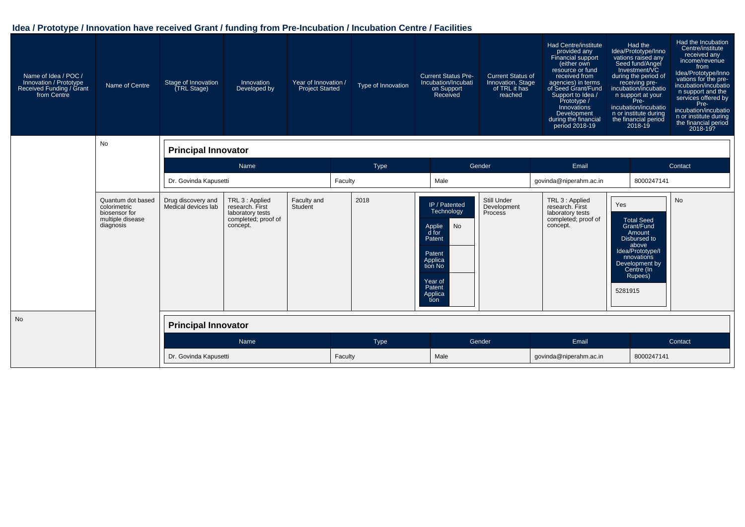## Idea / Prototype / Innovation have received Grant / funding from Pre-Incubation / Incubation Centre / Facilities

| Name of Idea / POC / Innovation / Prototype Received Funding / Grant from Centre | Name of Centre | Stage of Innovation (TRL Stage) | Innovation Developed by | Year of Innovation / Project Started | Type of Innovation | Current Status Pre-Incubation/Incubation on Support Received | Current Status of Innovation, Stage of TRL it has reached | Had Centre/institute provided any Financial support (either own resource or fund received from agencies) in terms of Seed Grant/Fund Support to Idea / Prototype / Innovations Development during the financial period 2018-19 | Had the Idea/Prototype/Innovations raised any Seed fund/Angel Investment/VC during the period of receiving pre-incubation/incubation support at your Pre-incubation/incubation or institute during the financial period 2018-19 | Had the Incubation Centre/institute received any income/revenue from Idea/Prototype/Innovations for the pre-incubation/incubation support and the services offered by Pre-incubation/incubation or institute during the financial period 2018-19? |
|---|---|---|---|---|---|---|---|---|---|---|
| | No | | | | | | | | | |

**Principal Innovator**

| Name | Type | Gender | Email | Contact |
|---|---|---|---|---|
| Dr. Govinda Kapusetti | Faculty | Male | govinda@niperahm.ac.in | 8000247141 |

| Name of Idea / POC / Innovation / Prototype Received Funding / Grant from Centre | Name of Centre | Stage of Innovation (TRL Stage) | Innovation Developed by | Year of Innovation / Project Started | Type of Innovation | Current Status Pre-Incubation/Incubation on Support Received | Current Status of Innovation, Stage of TRL it has reached | Had Centre/institute provided any Financial support ... during the financial period 2018-19 | Had the Idea/Prototype/Innovations raised any Seed fund/Angel Investment/VC ... during the financial period 2018-19 | Had the Incubation Centre/institute received any income/revenue ... during the financial period 2018-19? |
|---|---|---|---|---|---|---|---|---|---|---|
| Quantum dot based colorimetric biosensor for multiple disease diagnosis | Drug discovery and Medical devices lab | TRL 3 : Applied research. First laboratory tests completed; proof of concept. | Faculty and Student | 2018 | IP / Patented Technology<br>Applied for Patent: No<br>Patent Application No:<br>Year of Patent Application: | Still Under Development Process | TRL 3 : Applied research. First laboratory tests completed; proof of concept. | Yes<br>Total Seed Grant/Fund Amount Disbursed to above Idea/Prototype/Innovations Development by Centre (In Rupees): 5281915 | No | |
| No | | | | | | | | | | |

**Principal Innovator**

| Name | Type | Gender | Email | Contact |
|---|---|---|---|---|
| Dr. Govinda Kapusetti | Faculty | Male | govinda@niperahm.ac.in | 8000247141 |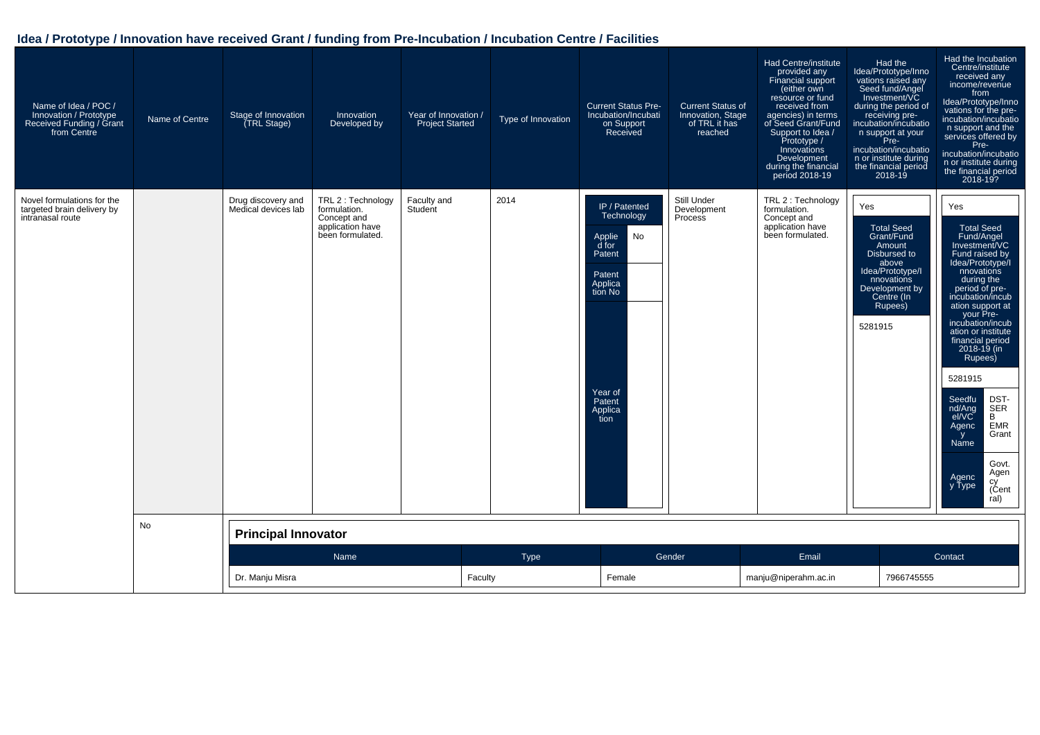## Idea / Prototype / Innovation have received Grant / funding from Pre-Incubation / Incubation Centre / Facilities

| Name of Idea / POC / Innovation / Prototype Received Funding / Grant from Centre | Name of Centre | Stage of Innovation (TRL Stage) | Innovation Developed by | Year of Innovation / Project Started | Type of Innovation | Current Status Pre-Incubation/Incubation Support Received | Current Status of Innovation, Stage of TRL it has reached | Had Centre/institute provided any Financial support (either own resource or fund received from agencies) in terms of Seed Grant/Fund Support to Idea / Prototype / Innovations Development during the financial period 2018-19 | Had the Idea/Prototype/Innovations raised any Seed fund/Angel Investment/VC during the period of receiving pre-incubation/incubation support at your Pre-incubation/incubation or institute during the financial period 2018-19 | Had the Incubation Centre/institute received any income/revenue from Idea/Prototype/Innovations for the pre-incubation/incubation support and the services offered by Pre-incubation/incubation or institute during the financial period 2018-19? |
|---|---|---|---|---|---|---|---|---|---|---|
| Novel formulations for the targeted brain delivery by intranasal route | | Drug discovery and Medical devices lab | TRL 2 : Technology formulation. Concept and application have been formulated. | Faculty and Student | 2014 | IP / Patented Technology<br>Applied for Patent: No<br>Patent Application No:<br>Year of Patent Application: | Still Under Development Process | TRL 2 : Technology formulation. Concept and application have been formulated. | Yes<br>Total Seed Grant/Fund Amount Disbursed to above Idea/Prototype/Innovations Development by Centre (In Rupees): 5281915 | Yes<br>Total Seed Fund/Angel Investment/VC Fund raised by Idea/Prototype/Innovations during the period of pre-incubation/incubation support at your Pre-incubation/incubation or institute financial period 2018-19 (in Rupees): 5281915<br>Seedfund/Angel/VC Agency Name: DST-SERB EMR Grant<br>Agency Type: Govt. Agency (Central) |
| | No | | | | | | | | | |

**Principal Innovator**

| Name | Type | Gender | Email | Contact |
|---|---|---|---|---|
| Dr. Manju Misra | Faculty | Female | manju@niperahm.ac.in | 7966745555 |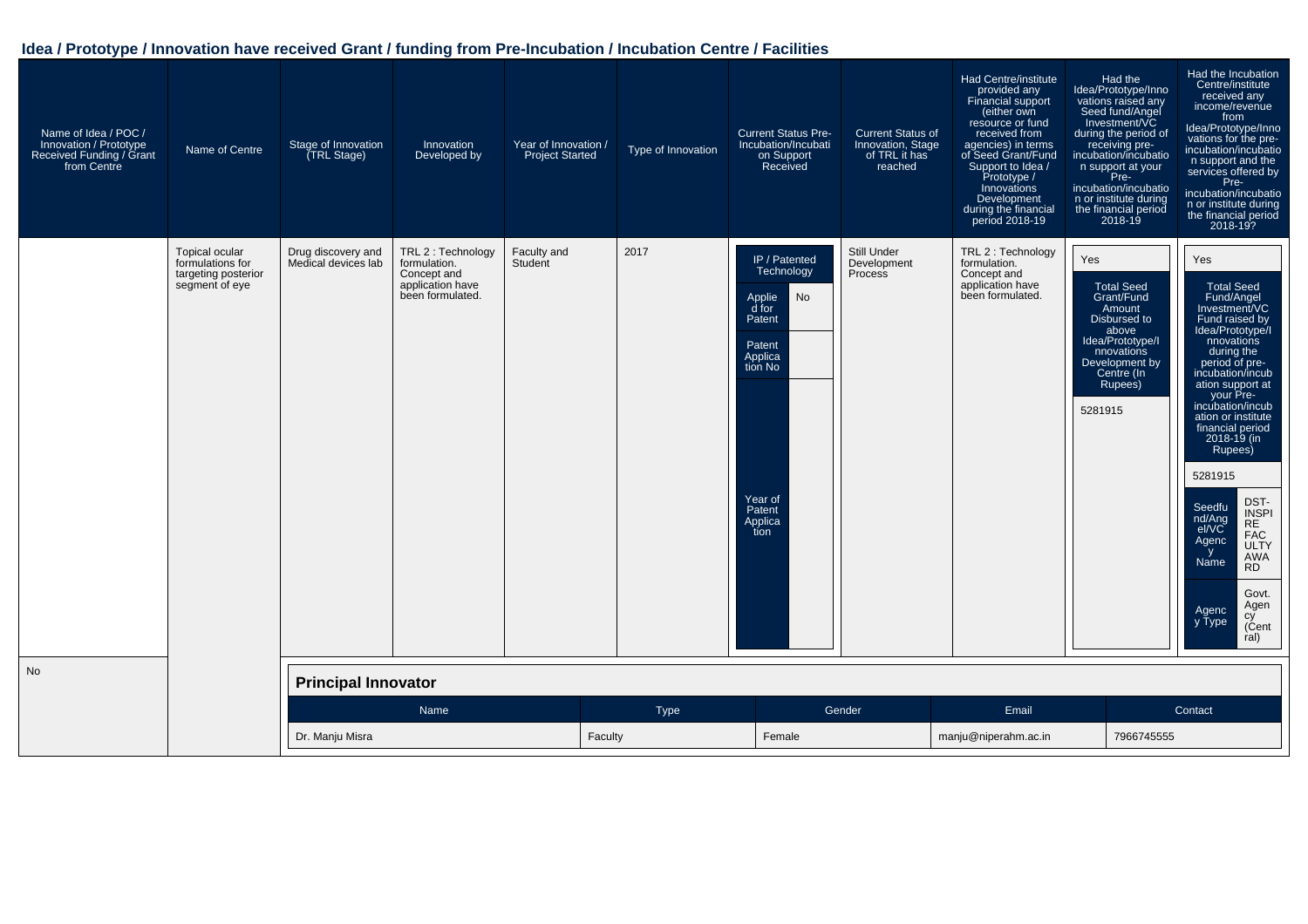## Idea / Prototype / Innovation have received Grant / funding from Pre-Incubation / Incubation Centre / Facilities

| Name of Idea / POC / Innovation / Prototype Received Funding / Grant from Centre | Name of Centre | Stage of Innovation (TRL Stage) | Innovation Developed by | Year of Innovation / Project Started | Type of Innovation | Current Status Pre-Incubation/Incubation Support Received | Current Status of Innovation, Stage of TRL it has reached | Had Centre/institute provided any Financial support (either own resource or fund received from agencies) in terms of Seed Grant/Fund Support to Idea / Prototype / Innovations Development during the financial period 2018-19 | Had the Idea/Prototype/Innovations raised any Seed fund/Angel Investment/VC during the period of receiving pre-incubation/incubation support at your Pre-incubation/incubation or institute during the financial period 2018-19 | Had the Incubation Centre/institute received any income/revenue from Idea/Prototype/Innovations for the pre-incubation/incubation support and the services offered by Pre-incubation/incubation or institute during the financial period 2018-19? |
|---|---|---|---|---|---|---|---|---|---|---|
| Topical ocular formulations for targeting posterior segment of eye | Drug discovery and Medical devices lab | TRL 2 : Technology formulation. Concept and application have been formulated. | Faculty and Student | 2017 | IP / Patented Technology<br>Applied for Patent: No<br>Patent Application No:<br>Year of Patent Application: | Still Under Development Process | TRL 2 : Technology formulation. Concept and application have been formulated. | Yes<br>Total Seed Grant/Fund Amount Disbursed to above Idea/Prototype/Innovations Development by Centre (In Rupees): 5281915 | Yes<br>Total Seed Fund/Angel Investment/VC Fund raised by Idea/Prototype/Innovations during the period of pre-incubation/incubation support at your Pre-incubation/incubation or institute financial period 2018-19 (in Rupees): 5281915<br>Seedfund/Angel/VC Agency Name: DST-INSPIRE FACULTY AWARD<br>Agency Type: Govt. Agency (Central) | No |

**Principal Innovator**

| Name | Type | Gender | Email | Contact |
|---|---|---|---|---|
| Dr. Manju Misra | Faculty | Female | manju@niperahm.ac.in | 7966745555 |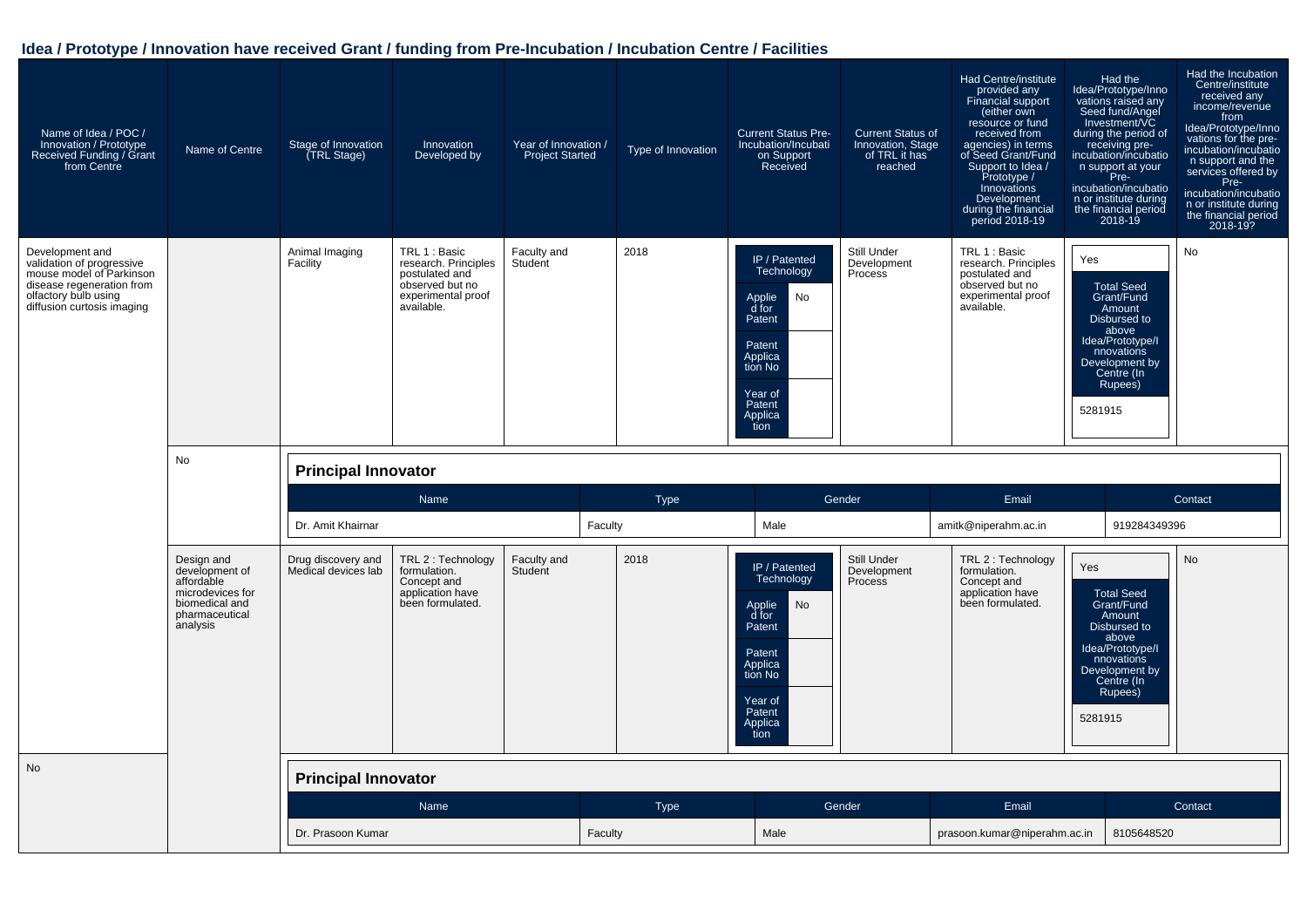## Idea / Prototype / Innovation have received Grant / funding from Pre-Incubation / Incubation Centre / Facilities

| Name of Idea / POC / Innovation / Prototype Received Funding / Grant from Centre | Name of Centre | Stage of Innovation (TRL Stage) | Innovation Developed by | Year of Innovation / Project Started | Type of Innovation | Current Status Pre-Incubation/Incubation Support Received | Current Status of Innovation, Stage of TRL it has reached | Had Centre/institute provided any Financial support (either own resource or fund received from agencies) in terms of Seed Grant/Fund Support to Idea / Prototype / Innovations Development during the financial period 2018-19 | Had the Idea/Prototype/Innovations raised any Seed fund/Angel Investment/VC during the period of receiving pre-incubation/incubation support at your Pre-incubation/incubation or institute during the financial period 2018-19 | Had the Incubation Centre/institute received any income/revenue from Idea/Prototype/Innovations for the pre-incubation/incubation support and the services offered by Pre-incubation/incubation or institute during the financial period 2018-19? |
|---|---|---|---|---|---|---|---|---|---|---|
| Development and validation of progressive mouse model of Parkinson disease regeneration from olfactory bulb using diffusion curtosis imaging | | Animal Imaging Facility | TRL 1 : Basic research. Principles postulated and observed but no experimental proof available. | Faculty and Student | 2018 | IP / Patented Technology; Applied for Patent: No; Patent Application No: ; Year of Patent Application: | Still Under Development Process | TRL 1 : Basic research. Principles postulated and observed but no experimental proof available. | Yes; Total Seed Grant/Fund Amount Disbursed to above Idea/Prototype/Innovations Development by Centre (In Rupees): 5281915 | No |
| | No | | | | | | | | | |

**Principal Innovator**

| Name | Type | Gender | Email | Contact |
|---|---|---|---|---|
| Dr. Amit Khairnar | Faculty | Male | amitk@niperahm.ac.in | 919284349396 |

| Name of Idea / POC / Innovation / Prototype Received Funding / Grant from Centre | Name of Centre | Stage of Innovation (TRL Stage) | Innovation Developed by | Year of Innovation / Project Started | Type of Innovation | Current Status Pre-Incubation/Incubation Support Received | Current Status of Innovation, Stage of TRL it has reached | Had Centre/institute provided any Financial support ... during the financial period 2018-19 | Had the Idea/Prototype/Innovations raised any Seed fund/Angel Investment/VC ... during the financial period 2018-19 | Had the Incubation Centre/institute received any income/revenue ... during the financial period 2018-19? |
|---|---|---|---|---|---|---|---|---|---|---|
| Design and development of affordable microdevices for biomedical and pharmaceutical analysis | | Drug discovery and Medical devices lab | TRL 2 : Technology formulation. Concept and application have been formulated. | Faculty and Student | 2018 | IP / Patented Technology; Applied for Patent: No; Patent Application No: ; Year of Patent Application: | Still Under Development Process | TRL 2 : Technology formulation. Concept and application have been formulated. | Yes; Total Seed Grant/Fund Amount Disbursed to above Idea/Prototype/Innovations Development by Centre (In Rupees): 5281915 | No |
| No | | | | | | | | | | |

**Principal Innovator**

| Name | Type | Gender | Email | Contact |
|---|---|---|---|---|
| Dr. Prasoon Kumar | Faculty | Male | prasoon.kumar@niperahm.ac.in | 8105648520 |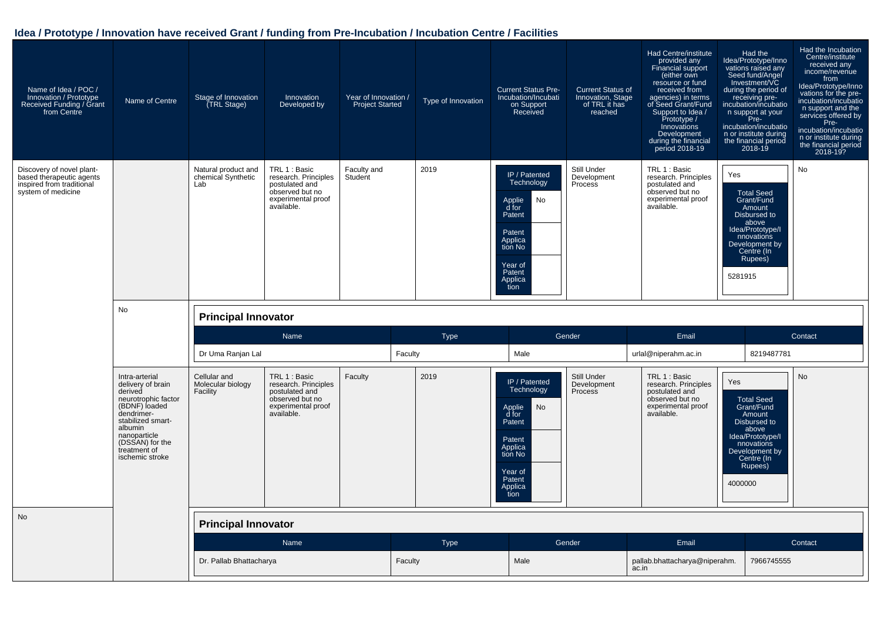## Idea / Prototype / Innovation have received Grant / funding from Pre-Incubation / Incubation Centre / Facilities

| Name of Idea / POC / Innovation / Prototype Received Funding / Grant from Centre | Name of Centre | Stage of Innovation (TRL Stage) | Innovation Developed by | Year of Innovation / Project Started | Type of Innovation | Current Status Pre-Incubation/Incubation Support Received | Current Status of Innovation, Stage of TRL it has reached | Had Centre/institute provided any Financial support (either own resource or fund received from agencies) in terms of Seed Grant/Fund Support to Idea / Prototype / Innovations Development during the financial period 2018-19 | Had the Idea/Prototype/Innovations raised any Seed fund/Angel Investment/VC during the period of receiving pre-incubation/incubation support at your Pre-incubation/incubation or institute during the financial period 2018-19 | Had the Incubation Centre/institute received any income/revenue from Idea/Prototype/Innovations for the pre-incubation/incubation support and the services offered by Pre-incubation/incubation or institute during the financial period 2018-19? |
|---|---|---|---|---|---|---|---|---|---|---|
| Discovery of novel plant-based therapeutic agents inspired from traditional system of medicine | No | Natural product and chemical Synthetic Lab | TRL 1 : Basic research. Principles postulated and observed but no experimental proof available. | Faculty and Student | 2019 | IP / Patented Technology; Applied for Patent: No; Patent Application No: ; Year of Patent Application: | Still Under Development Process | TRL 1 : Basic research. Principles postulated and observed but no experimental proof available. | Yes; Total Seed Grant/Fund Amount Disbursed to above Idea/Prototype/Innovations Development by Centre (In Rupees): 5281915 | No |
| Intra-arterial delivery of brain derived neurotrophic factor (BDNF) loaded dendrimer-stabilized smart-albumin nanoparticle (DSSAN) for the treatment of ischemic stroke | No | Cellular and Molecular biology Facility | TRL 1 : Basic research. Principles postulated and observed but no experimental proof available. | Faculty | 2019 | IP / Patented Technology; Applied for Patent: No; Patent Application No: ; Year of Patent Application: | Still Under Development Process | TRL 1 : Basic research. Principles postulated and observed but no experimental proof available. | Yes; Total Seed Grant/Fund Amount Disbursed to above Idea/Prototype/Innovations Development by Centre (In Rupees): 4000000 | No |

**Principal Innovator** (Discovery of novel plant-based therapeutic agents inspired from traditional system of medicine)

| Name | Type | Gender | Email | Contact |
|---|---|---|---|---|
| Dr Uma Ranjan Lal | Faculty | Male | urlal@niperahm.ac.in | 8219487781 |

**Principal Innovator** (Intra-arterial delivery of brain derived neurotrophic factor (BDNF) loaded dendrimer-stabilized smart-albumin nanoparticle (DSSAN) for the treatment of ischemic stroke)

| Name | Type | Gender | Email | Contact |
|---|---|---|---|---|
| Dr. Pallab Bhattacharya | Faculty | Male | pallab.bhattacharya@niperahm.ac.in | 7966745555 |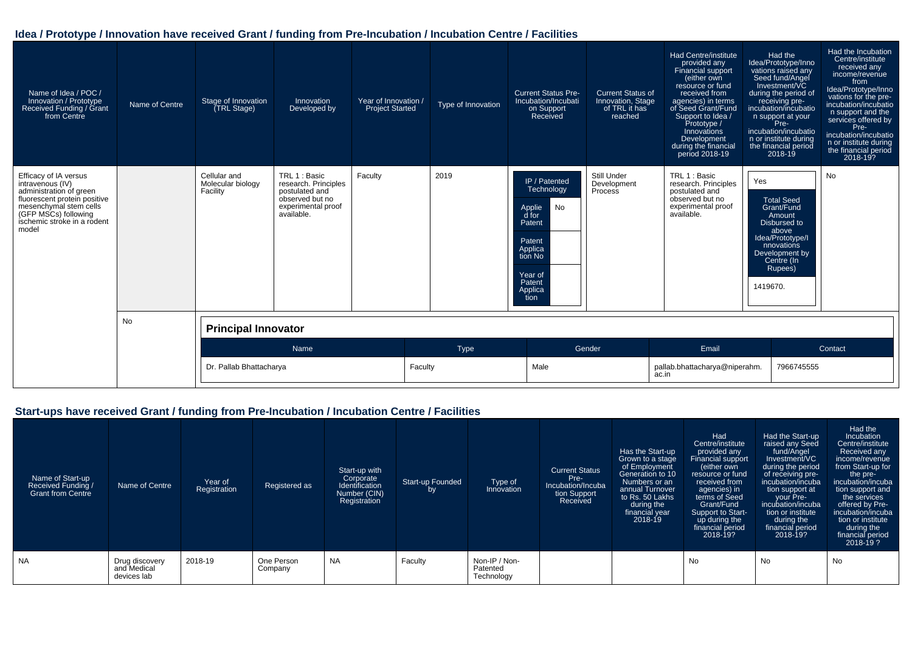## Idea / Prototype / Innovation have received Grant / funding from Pre-Incubation / Incubation Centre / Facilities

| Name of Idea / POC / Innovation / Prototype Received Funding / Grant from Centre | Name of Centre | Stage of Innovation (TRL Stage) | Innovation Developed by | Year of Innovation / Project Started | Type of Innovation | Current Status Pre-Incubation/Incubation Support Received | Current Status of Innovation, Stage of TRL it has reached | Had Centre/institute provided any Financial support (either own resource or fund received from agencies) in terms of Seed Grant/Fund Support to Idea / Prototype / Innovations Development during the financial period 2018-19 | Had the Idea/Prototype/Innovations raised any Seed fund/Angel Investment/VC during the period of receiving pre-incubation/incubation support at your Pre-incubation/incubation or institute during the financial period 2018-19 | Had the Incubation Centre/institute received any income/revenue from Idea/Prototype/Innovations for the pre-incubation/incubation support and the services offered by Pre-incubation/incubation or institute during the financial period 2018-19? |
|---|---|---|---|---|---|---|---|---|---|---|
| Efficacy of IA versus intravenous (IV) administration of green fluorescent protein positive mesenchymal stem cells (GFP MSCs) following ischemic stroke in a rodent model | | Cellular and Molecular biology Facility | TRL 1 : Basic research. Principles postulated and observed but no experimental proof available. | Faculty | 2019 | IP / Patented Technology<br>Applied for Patent: No<br>Patent Application No:<br>Year of Patent Application: | Still Under Development Process | TRL 1 : Basic research. Principles postulated and observed but no experimental proof available. | Yes<br>Total Seed Grant/Fund Amount Disbursed to above Idea/Prototype/Innovations Development by Centre (In Rupees)<br>1419670. | No |
| | No | | | | | | | | | |

**Principal Innovator**

| Name | Type | Gender | Email | Contact |
|---|---|---|---|---|
| Dr. Pallab Bhattacharya | Faculty | Male | pallab.bhattacharya@niperahm.ac.in | 7966745555 |

## Start-ups have received Grant / funding from Pre-Incubation / Incubation Centre / Facilities

| Name of Start-up Received Funding / Grant from Centre | Name of Centre | Year of Registration | Registered as | Start-up with Corporate Identification Number (CIN) Registration | Start-up Founded by | Type of Innovation | Current Status Pre-Incubation/Incubation Support Received | Has the Start-up Grown to a stage of Employment Generation to 10 Numbers or an annual Turnover to Rs. 50 Lakhs during the financial year 2018-19 | Had Centre/institute provided any Financial support (either own resource or fund received from agencies) in terms of Seed Grant/Fund Support to Start-up during the financial period 2018-19? | Had the Start-up raised any Seed fund/Angel Investment/VC during the period of receiving pre-incubation/incubation support at your Pre-incubation/incubation or institute during the financial period 2018-19? | Had the Incubation Centre/institute Received any income/revenue from Start-up for the pre-incubation/incubation support and the services offered by Pre-incubation/incubation or institute during the financial period 2018-19 ? |
|---|---|---|---|---|---|---|---|---|---|---|---|
| NA | Drug discovery and Medical devices lab | 2018-19 | One Person Company | NA | Faculty | Non-IP / Non-Patented Technology | | | No | No | No |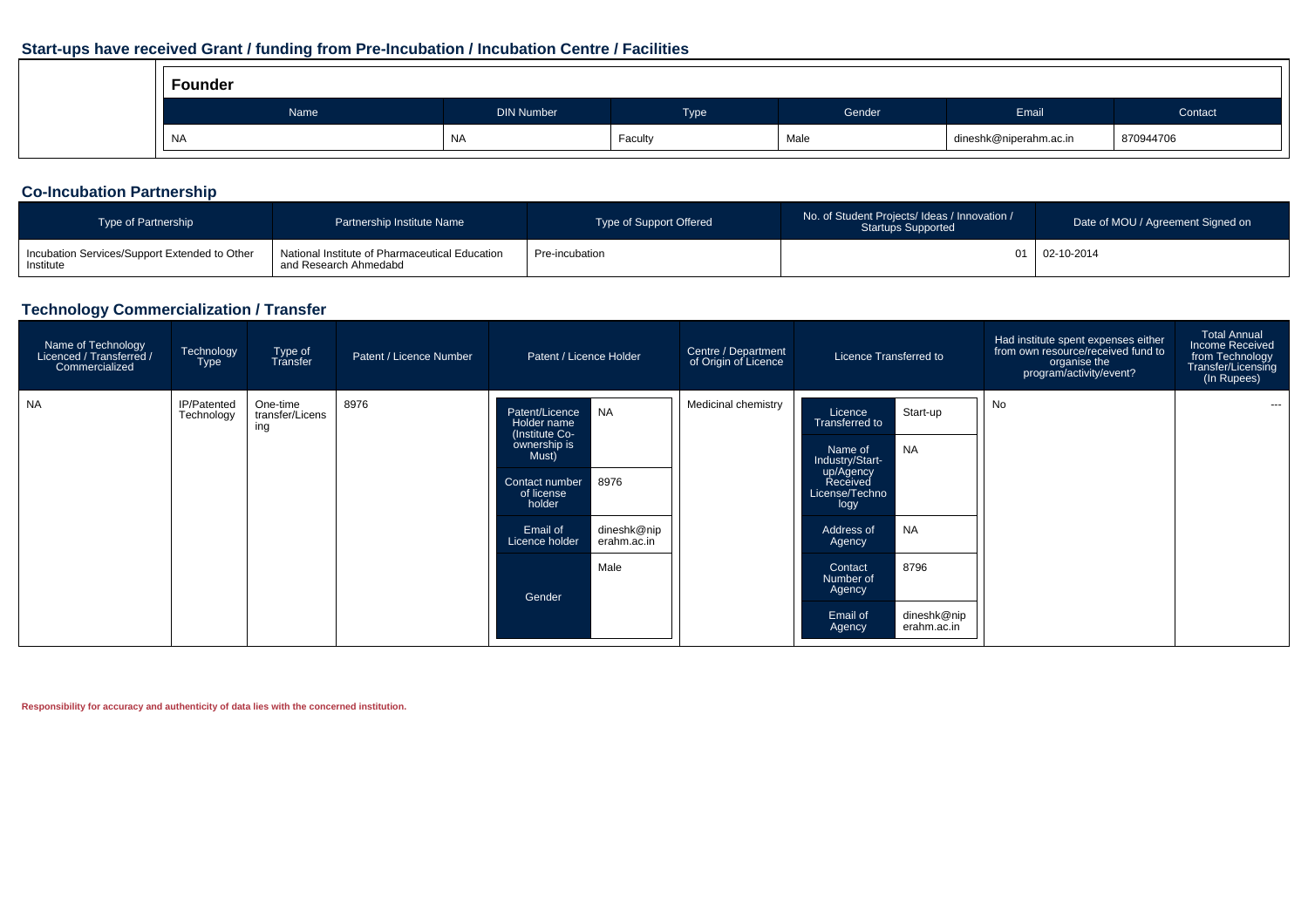## Start-ups have received Grant / funding from Pre-Incubation / Incubation Centre / Facilities

**Founder**

| Name | DIN Number | Type | Gender | Email | Contact |
|---|---|---|---|---|---|
| NA | NA | Faculty | Male | dineshk@niperahm.ac.in | 870944706 |

## Co-Incubation Partnership

| Type of Partnership | Partnership Institute Name | Type of Support Offered | No. of Student Projects/ Ideas / Innovation / Startups Supported | Date of MOU / Agreement Signed on |
|---|---|---|---|---|
| Incubation Services/Support Extended to Other Institute | National Institute of Pharmaceutical Education and Research Ahmedabd | Pre-incubation | 01 | 02-10-2014 |

## Technology Commercialization / Transfer

| Name of Technology Licenced / Transferred / Commercialized | Technology Type | Type of Transfer | Patent / Licence Number | Patent / Licence Holder | Centre / Department of Origin of Licence | Licence Transferred to | Had institute spent expenses either from own resource/received fund to organise the program/activity/event? | Total Annual Income Received from Technology Transfer/Licensing (In Rupees) |
|---|---|---|---|---|---|---|---|---|
| NA | IP/Patented Technology | One-time transfer/Licensing | 8976 | Patent/Licence Holder name (Institute Co-ownership is Must): NA<br>Contact number of license holder: 8976<br>Email of Licence holder: dineshk@niperahm.ac.in<br>Gender: Male | Medicinal chemistry | Licence Transferred to: Start-up<br>Name of Industry/Start-up/Agency Received License/Technology: NA<br>Address of Agency: NA<br>Contact Number of Agency: 8796<br>Email of Agency: dineshk@niperahm.ac.in | No | --- |

**Responsibility for accuracy and authenticity of data lies with the concerned institution.**